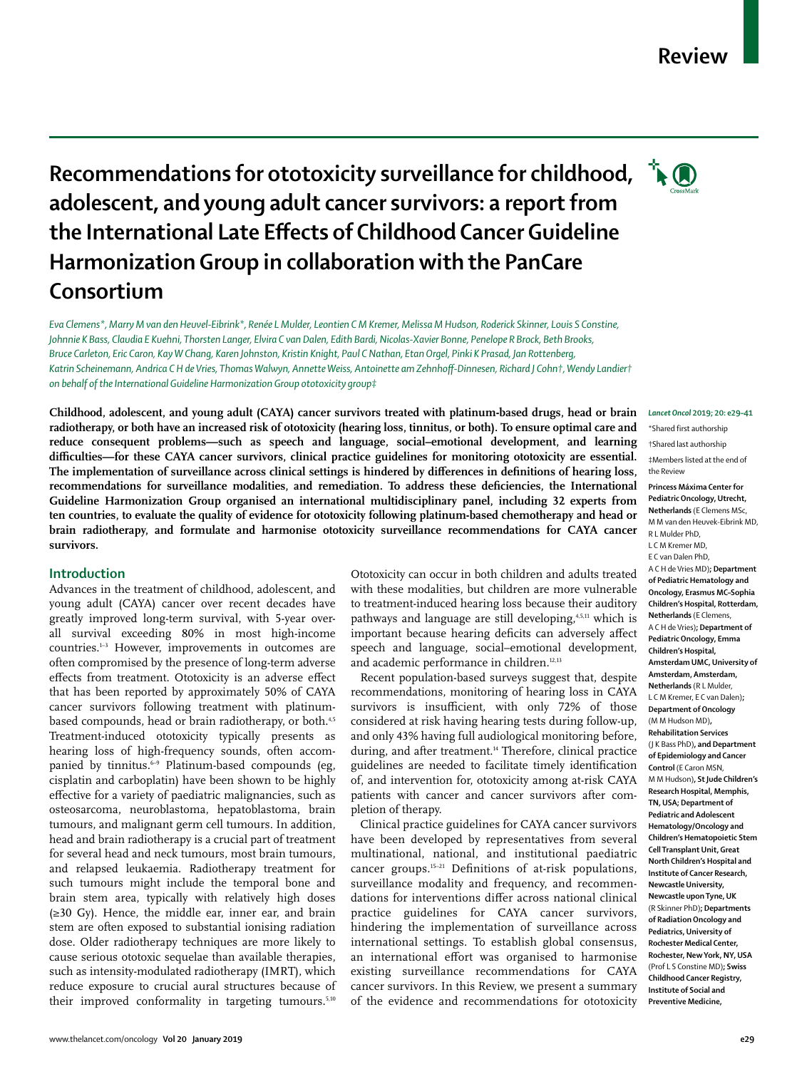Review

# Recommendations for ototoxicity surveillance for childhood, adolescent, and young adult cancer survivors: a report from the International Late Effects of Childhood Cancer Guideline Harmonization Group in collaboration with the PanCare Consortium

*Eva Clemens\*, Marry M van den Heuvel-Eibrink\*, Renée L Mulder, Leontien C M Kremer, Melissa M Hudson, Roderick Skinner, Louis S Constine, Johnnie K Bass, Claudia E Kuehni, Thorsten Langer, Elvira C van Dalen, Edith Bardi, Nicolas-Xavier Bonne, Penelope R Brock, Beth Brooks, Bruce Carleton, Eric Caron, Kay W Chang, Karen Johnston, Kristin Knight, Paul C Nathan, Etan Orgel, Pinki K Prasad, Jan Rottenberg, Katrin Scheinemann, Andrica C H de Vries, Thomas Walwyn, Annette Weiss, Antoinette am Zehnhoff-Dinnesen, Richard J Cohn†, Wendy Landier† on behalf of the International Guideline Harmonization Group ototoxicity group‡*

**Childhood, adolescent, and young adult (CAYA) cancer survivors treated with platinum-based drugs, head or brain radiotherapy, or both have an increased risk of ototoxicity (hearing loss, tinnitus, or both). To ensure optimal care and reduce consequent problems—such as speech and language, social–emotional development, and learning difficulties—for these CAYA cancer survivors, clinical practice guidelines for monitoring ototoxicity are essential. The implementation of surveillance across clinical settings is hindered by differences in definitions of hearing loss, recommendations for surveillance modalities, and remediation. To address these deficiencies, the International Guideline Harmonization Group organised an international multidisciplinary panel, including 32 experts from ten countries, to evaluate the quality of evidence for ototoxicity following platinum-based chemotherapy and head or brain radiotherapy, and formulate and harmonise ototoxicity surveillance recommendations for CAYA cancer survivors.**

*Lancet Oncol* 2019; 20: e29–41

\*Shared first authorship

†Shared last authorship

‡Members listed at the end of the Review

**Princess Máxima Center for Pediatric Oncology, Utrecht, Netherlands** (E Clemens MSc, M M van den Heuvel-Eibrink MD, R L Mulder PhD, L C M Kremer MD, E C van Dalen PhD, A C H de Vries MD)**; Department of Pediatric Hematology and Oncology, Erasmus MC–Sophia Children's Hospital, Rotterdam, Netherlands** (E Clemens, A C H de Vries)**; Department of Pediatric Oncology, Emma Children's Hospital, Amsterdam UMC, University of Amsterdam, Amsterdam, Netherlands** (R L Mulder, L C M Kremer, E C van Dalen)**; Department of Oncology** (M M Hudson MD)**, Rehabilitation Services** (J K Bass PhD)**, and Department of Epidemiology and Cancer Control** (E Caron MSN, M M Hudson)**, St Jude Children's Research Hospital, Memphis, TN, USA; Department of Pediatric and Adolescent Hematology/Oncology and Children's Hematopoietic Stem Cell Transplant Unit, Great North Children's Hospital and Institute of Cancer Research, Newcastle University, Newcastle upon Tyne, UK** (R Skinner PhD)**; Departments of Radiation Oncology and Pediatrics, University of Rochester Medical Center, Rochester, New York, NY, USA** (Prof L S Constine MD)**; Swiss Childhood Cancer Registry, Institute of Social and Preventive Medicine,**

## Introduction

Advances in the treatment of childhood, adolescent, and young adult (CAYA) cancer over recent decades have greatly improved long-term survival, with 5-year overall survival exceeding 80% in most high-income countries.[1–3] However, improvements in outcomes are often compromised by the presence of long-term adverse effects from treatment. Ototoxicity is an adverse effect that has been reported by approximately 50% of CAYA cancer survivors following treatment with platinum-based compounds, head or brain radiotherapy, or both.[4,5] Treatment-induced ototoxicity typically presents as hearing loss of high-frequency sounds, often accompanied by tinnitus.[6–9] Platinum-based compounds (eg, cisplatin and carboplatin) have been shown to be highly effective for a variety of paediatric malignancies, such as osteosarcoma, neuroblastoma, hepatoblastoma, brain tumours, and malignant germ cell tumours. In addition, head and brain radiotherapy is a crucial part of treatment for several head and neck tumours, most brain tumours, and relapsed leukaemia. Radiotherapy treatment for such tumours might include the temporal bone and brain stem area, typically with relatively high doses (≥30 Gy). Hence, the middle ear, inner ear, and brain stem are often exposed to substantial ionising radiation dose. Older radiotherapy techniques are more likely to cause serious ototoxic sequelae than available therapies, such as intensity-modulated radiotherapy (IMRT), which reduce exposure to crucial aural structures because of their improved conformality in targeting tumours.[5,10]

Ototoxicity can occur in both children and adults treated with these modalities, but children are more vulnerable to treatment-induced hearing loss because their auditory pathways and language are still developing,[4,5,11] which is important because hearing deficits can adversely affect speech and language, social–emotional development, and academic performance in children.[12,13]

Recent population-based surveys suggest that, despite recommendations, monitoring of hearing loss in CAYA survivors is insufficient, with only 72% of those considered at risk having hearing tests during follow-up, and only 43% having full audiological monitoring before, during, and after treatment.[14] Therefore, clinical practice guidelines are needed to facilitate timely identification of, and intervention for, ototoxicity among at-risk CAYA patients with cancer and cancer survivors after completion of therapy.

Clinical practice guidelines for CAYA cancer survivors have been developed by representatives from several multinational, national, and institutional paediatric cancer groups.[15–21] Definitions of at-risk populations, surveillance modality and frequency, and recommendations for interventions differ across national clinical practice guidelines for CAYA cancer survivors, hindering the implementation of surveillance across international settings. To establish global consensus, an international effort was organised to harmonise existing surveillance recommendations for CAYA cancer survivors. In this Review, we present a summary of the evidence and recommendations for ototoxicity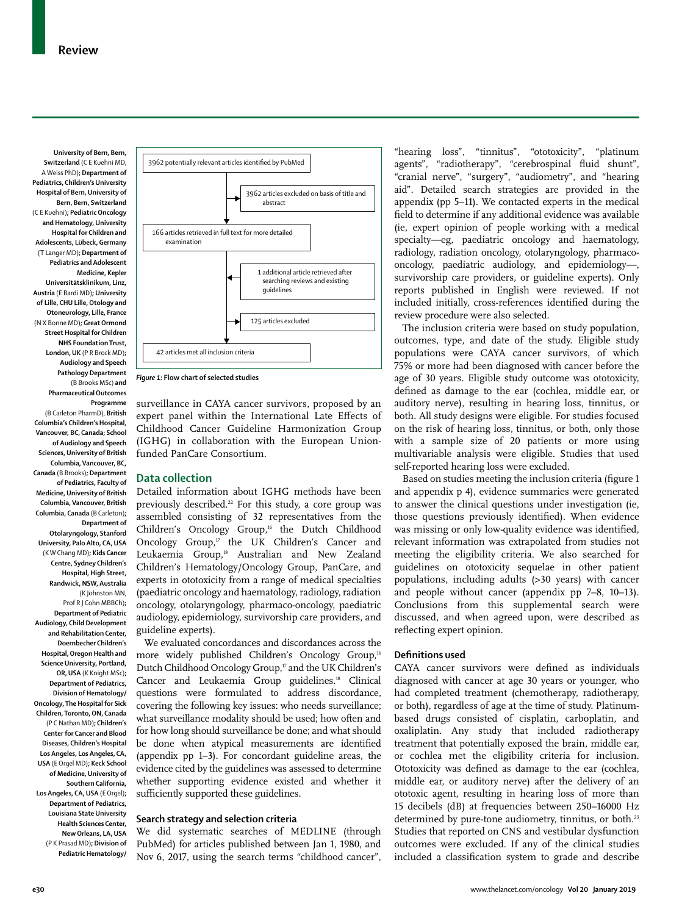University of Bern, Bern, Switzerland (C E Kuehni MD, A Weiss PhD); Department of Pediatrics, Children's University Hospital of Bern, University of Bern, Bern, Switzerland (C E Kuehni); Pediatric Oncology and Hematology, University Hospital for Children and Adolescents, Lübeck, Germany (T Langer MD); Department of Pediatrics and Adolescent Medicine, Kepler Universitätsklinikum, Linz, Austria (E Bardi MD); University of Lille, CHU Lille, Otology and Otoneurology, Lille, France (N X Bonne MD); Great Ormond Street Hospital for Children NHS Foundation Trust, London, UK (P R Brock MD); Audiology and Speech Pathology Department (B Brooks MSc) and Pharmaceutical Outcomes Programme (B Carleton PharmD), British Columbia's Children's Hospital, Vancouver, BC, Canada; School of Audiology and Speech Sciences, University of British Columbia, Vancouver, BC, Canada (B Brooks); Department of Pediatrics, Faculty of Medicine, University of British Columbia, Vancouver, British Columbia, Canada (B Carleton); Department of Otolaryngology, Stanford University, Palo Alto, CA, USA (K W Chang MD); Kids Cancer Centre, Sydney Children's Hospital, High Street, Randwick, NSW, Australia (K Johnston MN, Prof R J Cohn MBBCh); Department of Pediatric Audiology, Child Development and Rehabilitation Center, Doernbecher Children's Hospital, Oregon Health and Science University, Portland, OR, USA (K Knight MSc); Department of Pediatrics, Division of Hematology/Oncology, The Hospital for Sick Children, Toronto, ON, Canada (P C Nathan MD); Children's Center for Cancer and Blood Diseases, Children's Hospital Los Angeles, Los Angeles, CA, USA (E Orgel MD); Keck School of Medicine, University of Southern California, Los Angeles, CA, USA (E Orgel); Department of Pediatrics, Louisiana State University Health Sciences Center, New Orleans, LA, USA (P K Prasad MD); Division of Pediatric Hematology/

3962 potentially relevant articles identified by PubMed

3962 articles excluded on basis of title and abstract

166 articles retrieved in full text for more detailed examination

1 additional article retrieved after searching reviews and existing guidelines

125 articles excluded

42 articles met all inclusion criteria

*Figure 1:* **Flow chart of selected studies**

surveillance in CAYA cancer survivors, proposed by an expert panel within the International Late Effects of Childhood Cancer Guideline Harmonization Group (IGHG) in collaboration with the European Union-funded PanCare Consortium.

## Data collection

Detailed information about IGHG methods have been previously described.[22] For this study, a core group was assembled consisting of 32 representatives from the Children's Oncology Group,[16] the Dutch Childhood Oncology Group,[17] the UK Children's Cancer and Leukaemia Group,[18] Australian and New Zealand Children's Hematology/Oncology Group, PanCare, and experts in ototoxicity from a range of medical specialties (paediatric oncology and haematology, radiology, radiation oncology, otolaryngology, pharmaco-oncology, paediatric audiology, epidemiology, survivorship care providers, and guideline experts).

We evaluated concordances and discordances across the more widely published Children's Oncology Group,[16] Dutch Childhood Oncology Group,[17] and the UK Children's Cancer and Leukaemia Group guidelines.[18] Clinical questions were formulated to address discordance, covering the following key issues: who needs surveillance; what surveillance modality should be used; how often and for how long should surveillance be done; and what should be done when atypical measurements are identified (appendix pp 1–3). For concordant guideline areas, the evidence cited by the guidelines was assessed to determine whether supporting evidence existed and whether it sufficiently supported these guidelines.

### Search strategy and selection criteria

We did systematic searches of MEDLINE (through PubMed) for articles published between Jan 1, 1980, and Nov 6, 2017, using the search terms "childhood cancer", "hearing loss", "tinnitus", "ototoxicity", "platinum agents", "radiotherapy", "cerebrospinal fluid shunt", "cranial nerve", "surgery", "audiometry", and "hearing aid". Detailed search strategies are provided in the appendix (pp 5–11). We contacted experts in the medical field to determine if any additional evidence was available (ie, expert opinion of people working with a medical specialty—eg, paediatric oncology and haematology, radiology, radiation oncology, otolaryngology, pharmaco-oncology, paediatric audiology, and epidemiology—, survivorship care providers, or guideline experts). Only reports published in English were reviewed. If not included initially, cross-references identified during the review procedure were also selected.

The inclusion criteria were based on study population, outcomes, type, and date of the study. Eligible study populations were CAYA cancer survivors, of which 75% or more had been diagnosed with cancer before the age of 30 years. Eligible study outcome was ototoxicity, defined as damage to the ear (cochlea, middle ear, or auditory nerve), resulting in hearing loss, tinnitus, or both. All study designs were eligible. For studies focused on the risk of hearing loss, tinnitus, or both, only those with a sample size of 20 patients or more using multivariable analysis were eligible. Studies that used self-reported hearing loss were excluded.

Based on studies meeting the inclusion criteria (figure 1 and appendix p 4), evidence summaries were generated to answer the clinical questions under investigation (ie, those questions previously identified). When evidence was missing or only low-quality evidence was identified, relevant information was extrapolated from studies not meeting the eligibility criteria. We also searched for guidelines on ototoxicity sequelae in other patient populations, including adults (>30 years) with cancer and people without cancer (appendix pp 7–8, 10–13). Conclusions from this supplemental search were discussed, and when agreed upon, were described as reflecting expert opinion.

### Definitions used

CAYA cancer survivors were defined as individuals diagnosed with cancer at age 30 years or younger, who had completed treatment (chemotherapy, radiotherapy, or both), regardless of age at the time of study. Platinum-based drugs consisted of cisplatin, carboplatin, and oxaliplatin. Any study that included radiotherapy treatment that potentially exposed the brain, middle ear, or cochlea met the eligibility criteria for inclusion. Ototoxicity was defined as damage to the ear (cochlea, middle ear, or auditory nerve) after the delivery of an ototoxic agent, resulting in hearing loss of more than 15 decibels (dB) at frequencies between 250–16000 Hz determined by pure-tone audiometry, tinnitus, or both.[23] Studies that reported on CNS and vestibular dysfunction outcomes were excluded. If any of the clinical studies included a classification system to grade and describe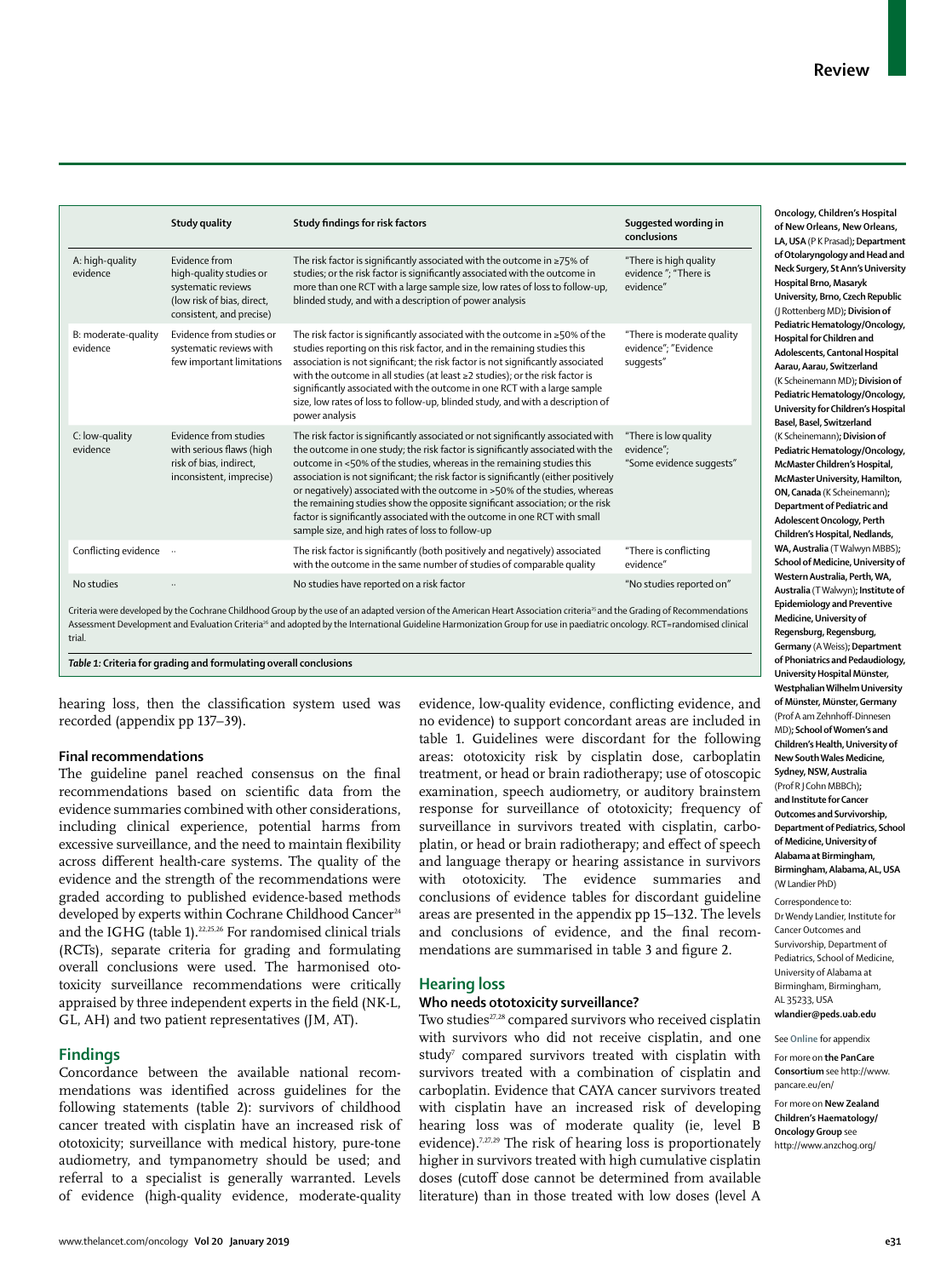|  | Study quality | Study findings for risk factors | Suggested wording in conclusions |
|---|---|---|---|
| A: high-quality evidence | Evidence from high-quality studies or systematic reviews (low risk of bias, direct, consistent, and precise) | The risk factor is significantly associated with the outcome in ≥75% of studies; or the risk factor is significantly associated with the outcome in more than one RCT with a large sample size, low rates of loss to follow-up, blinded study, and with a description of power analysis | "There is high quality evidence "; "There is evidence" |
| B: moderate-quality evidence | Evidence from studies or systematic reviews with few important limitations | The risk factor is significantly associated with the outcome in ≥50% of the studies reporting on this risk factor, and in the remaining studies this association is not significant; the risk factor is not significantly associated with the outcome in all studies (at least ≥2 studies); or the risk factor is significantly associated with the outcome in one RCT with a large sample size, low rates of loss to follow-up, blinded study, and with a description of power analysis | "There is moderate quality evidence"; "Evidence suggests" |
| C: low-quality evidence | Evidence from studies with serious flaws (high risk of bias, indirect, inconsistent, imprecise) | The risk factor is significantly associated or not significantly associated with the outcome in one study; the risk factor is significantly associated with the outcome in <50% of the studies, whereas in the remaining studies this association is not significant; the risk factor is significantly (either positively or negatively) associated with the outcome in >50% of the studies, whereas the remaining studies show the opposite significant association; or the risk factor is significantly associated with the outcome in one RCT with small sample size, and high rates of loss to follow-up | "There is low quality evidence"; "Some evidence suggests" |
| Conflicting evidence | .. | The risk factor is significantly (both positively and negatively) associated with the outcome in the same number of studies of comparable quality | "There is conflicting evidence" |
| No studies | .. | No studies have reported on a risk factor | "No studies reported on" |

Criteria were developed by the Cochrane Childhood Group by the use of an adapted version of the American Heart Association criteria[25] and the Grading of Recommendations Assessment Development and Evaluation Criteria[26] and adopted by the International Guideline Harmonization Group for use in paediatric oncology. RCT=randomised clinical trial.

*Table 1:* **Criteria for grading and formulating overall conclusions**

hearing loss, then the classification system used was recorded (appendix pp 137–39).

#### Final recommendations

The guideline panel reached consensus on the final recommendations based on scientific data from the evidence summaries combined with other considerations, including clinical experience, potential harms from excessive surveillance, and the need to maintain flexibility across different health-care systems. The quality of the evidence and the strength of the recommendations were graded according to published evidence-based methods developed by experts within Cochrane Childhood Cancer[24] and the IGHG (table 1).[22,25,26] For randomised clinical trials (RCTs), separate criteria for grading and formulating overall conclusions were used. The harmonised ototoxicity surveillance recommendations were critically appraised by three independent experts in the field (NK-L, GL, AH) and two patient representatives (JM, AT).

## Findings

Concordance between the available national recommendations was identified across guidelines for the following statements (table 2): survivors of childhood cancer treated with cisplatin have an increased risk of ototoxicity; surveillance with medical history, pure-tone audiometry, and tympanometry should be used; and referral to a specialist is generally warranted. Levels of evidence (high-quality evidence, moderate-quality evidence, low-quality evidence, conflicting evidence, and no evidence) to support concordant areas are included in table 1. Guidelines were discordant for the following areas: ototoxicity risk by cisplatin dose, carboplatin treatment, or head or brain radiotherapy; use of otoscopic examination, speech audiometry, or auditory brainstem response for surveillance of ototoxicity; frequency of surveillance in survivors treated with cisplatin, carboplatin, or head or brain radiotherapy; and effect of speech and language therapy or hearing assistance in survivors with ototoxicity. The evidence summaries and conclusions of evidence tables for discordant guideline areas are presented in the appendix pp 15–132. The levels and conclusions of evidence, and the final recommendations are summarised in table 3 and figure 2.

## Hearing loss

#### Who needs ototoxicity surveillance?

Two studies[27,28] compared survivors who received cisplatin with survivors who did not receive cisplatin, and one study[7] compared survivors treated with cisplatin with survivors treated with a combination of cisplatin and carboplatin. Evidence that CAYA cancer survivors treated with cisplatin have an increased risk of developing hearing loss was of moderate quality (ie, level B evidence).[7,27,29] The risk of hearing loss is proportionately higher in survivors treated with high cumulative cisplatin doses (cutoff dose cannot be determined from available literature) than in those treated with low doses (level A

**Oncology, Children's Hospital of New Orleans, New Orleans, LA, USA** (P K Prasad)**; Department of Otolaryngology and Head and Neck Surgery, St Ann's University Hospital Brno, Masaryk University, Brno, Czech Republic** (J Rottenberg MD)**; Division of Pediatric Hematology/Oncology, Hospital for Children and Adolescents, Cantonal Hospital Aarau, Aarau, Switzerland** (K Scheinemann MD)**; Division of Pediatric Hematology/Oncology, University for Children's Hospital Basel, Basel, Switzerland** (K Scheinemann)**; Division of Pediatric Hematology/Oncology, McMaster Children's Hospital, McMaster University, Hamilton, ON, Canada** (K Scheinemann)**; Department of Pediatric and Adolescent Oncology, Perth Children's Hospital, Nedlands, WA, Australia** (T Walwyn MBBS)**; School of Medicine, University of Western Australia, Perth, WA, Australia** (T Walwyn)**; Institute of Epidemiology and Preventive Medicine, University of Regensburg, Regensburg, Germany** (A Weiss)**; Department of Phoniatrics and Pedaudiology, University Hospital Münster, Westphalian Wilhelm University of Münster, Münster, Germany** (Prof A am Zehnhoff-Dinnesen MD)**; School of Women's and Children's Health, University of New South Wales Medicine, Sydney, NSW, Australia** (Prof R J Cohn MBBCh)**; and Institute for Cancer Outcomes and Survivorship, Department of Pediatrics, School of Medicine, University of Alabama at Birmingham, Birmingham, Alabama, AL, USA** (W Landier PhD)

Correspondence to: Dr Wendy Landier, Institute for Cancer Outcomes and Survivorship, Department of Pediatrics, School of Medicine, University of Alabama at Birmingham, Birmingham, AL 35233, USA **wlandier@peds.uab.edu**

See **Online** for appendix

For more on **the PanCare Consortium** see http://www.pancare.eu/en/

For more on **New Zealand Children's Haematology/ Oncology Group** see http://www.anzchog.org/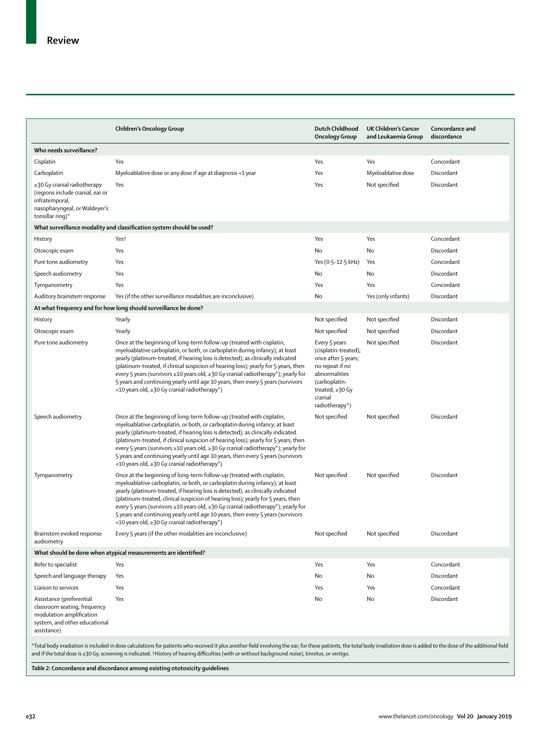| | Children's Oncology Group | Dutch Childhood Oncology Group | UK Children's Cancer and Leukaemia Group | Concordance and discordance |
|---|---|---|---|---|
| **Who needs surveillance?** | | | | |
| Cisplatin | Yes | Yes | Yes | Concordant |
| Carboplatin | Myeloablative dose or any dose if age at diagnosis <1 year | Yes | Myeloablative dose | Discordant |
| ≥30 Gy cranial radiotherapy (regions include cranial, ear or infratemporal, nasopharyngeal, or Waldeyer's tonsillar ring)* | Yes | Yes | Not specified | Discordant |
| **What surveillance modality and classification system should be used?** | | | | |
| History | Yes† | Yes | Yes | Concordant |
| Otoscopic exam | Yes | No | No | Discordant |
| Pure tone audiometry | Yes | Yes (0·5–12·5 kHz) | Yes | Concordant |
| Speech audiometry | Yes | No | No | Discordant |
| Tympanometry | Yes | Yes | Yes | Concordant |
| Auditory brainstem response | Yes (if the other surveillance modalities are inconclusive) | No | Yes (only infants) | Discordant |
| **At what frequency and for how long should surveillance be done?** | | | | |
| History | Yearly | Not specified | Not specified | Discordant |
| Otoscopic exam | Yearly | Not specified | Not specified | Discordant |
| Pure tone audiometry | Once at the beginning of long-term follow-up (treated with cisplatin, myeloablative carboplatin, or both, or carboplatin during infancy); at least yearly (platinum-treated, if hearing loss is detected); as clinically indicated (platinum-treated, if clinical suspicion of hearing loss); yearly for 5 years, then every 5 years (survivors ≥10 years old, ≥30 Gy cranial radiotherapy*); yearly for 5 years and continuing yearly until age 10 years, then every 5 years (survivors <10 years old, ≥30 Gy cranial radiotherapy*) | Every 5 years (cisplatin-treated); once after 5 years; no repeat if no abnormalities (carboplatin-treated, ≥30 Gy cranial radiotherapy*) | Not specified | Discordant |
| Speech audiometry | Once at the beginning of long-term follow-up (treated with cisplatin, myeloablative carboplatin, or both, or carboplatin during infancy; at least yearly (platinum-treated, if hearing loss is detected); as clinically indicated (platinum-treated, if clinical suspicion of hearing loss); yearly for 5 years, then every 5 years (survivors ≥10 years old, ≥30 Gy cranial radiotherapy*); yearly for 5 years and continuing yearly until age 10 years, then every 5 years (survivors <10 years old, ≥30 Gy cranial radiotherapy*) | Not specified | Not specified | Discordant |
| Tympanometry | Once at the beginning of long-term follow-up (treated with cisplatin, myeloablative carboplatin, or both, or carboplatin during infancy); at least yearly (platinum-treated, if hearing loss is detected); as clinically indicated (platinum-treated, clinical suspicion of hearing loss); yearly for 5 years, then every 5 years (survivors ≥10 years old, ≥30 Gy cranial radiotherapy*); yearly for 5 years and continuing yearly until age 10 years, then every 5 years (survivors <10 years old, ≥30 Gy cranial radiotherapy*) | Not specified | Not specified | Discordant |
| Brainstem evoked response audiometry | Every 5 years (if the other modalities are inconclusive) | Not specified | Not specified | Discordant |
| **What should be done when atypical measurements are identified?** | | | | |
| Refer to specialist | Yes | Yes | Yes | Concordant |
| Speech and language therapy | Yes | No | No | Discordant |
| Liaison to services | Yes | Yes | Yes | Concordant |
| Assistance (preferential classroom seating, frequency modulation amplification system, and other educational assistance) | Yes | No | No | Discordant |

*Total body irradiation is included in dose calculations for patients who received it plus another field involving the ear; for these patients, the total body irradiation dose is added to the dose of the additional field and if the total dose is ≥30 Gy, screening is indicated. †History of hearing difficulties (with or without background noise), tinnitus, or vertigo.

*Table 2:* **Concordance and discordance among existing ototoxicity guidelines**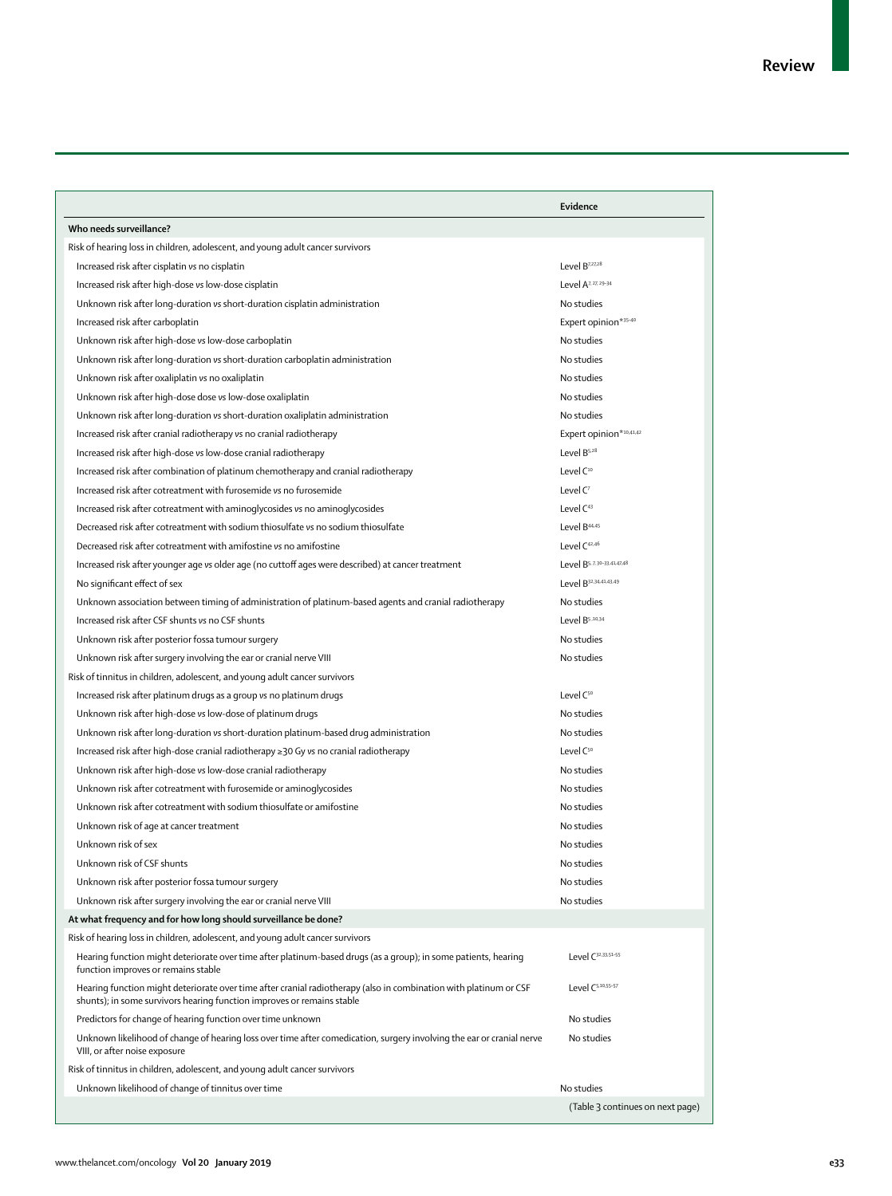| | Evidence |
|---|---|
| **Who needs surveillance?** | |
| Risk of hearing loss in children, adolescent, and young adult cancer survivors | |
| Increased risk after cisplatin *vs* no cisplatin | Level B[7,27,28] |
| Increased risk after high-dose *vs* low-dose cisplatin | Level A[7, 27, 29–34] |
| Unknown risk after long-duration *vs* short-duration cisplatin administration | No studies |
| Increased risk after carboplatin | Expert opinion*[35–40] |
| Unknown risk after high-dose *vs* low-dose carboplatin | No studies |
| Unknown risk after long-duration *vs* short-duration carboplatin administration | No studies |
| Unknown risk after oxaliplatin *vs* no oxaliplatin | No studies |
| Unknown risk after high-dose dose *vs* low-dose oxaliplatin | No studies |
| Unknown risk after long-duration *vs* short-duration oxaliplatin administration | No studies |
| Increased risk after cranial radiotherapy *vs* no cranial radiotherapy | Expert opinion*[10,41,42] |
| Increased risk after high-dose *vs* low-dose cranial radiotherapy | Level B[5,28] |
| Increased risk after combination of platinum chemotherapy and cranial radiotherapy | Level C[10] |
| Increased risk after cotreatment with furosemide *vs* no furosemide | Level C[7] |
| Increased risk after cotreatment with aminoglycosides *vs* no aminoglycosides | Level C[43] |
| Decreased risk after cotreatment with sodium thiosulfate *vs* no sodium thiosulfate | Level B[44,45] |
| Decreased risk after cotreatment with amifostine *vs* no amifostine | Level C[42,46] |
| Increased risk after younger age *vs* older age (no cuttoff ages were described) at cancer treatment | Level B[5,7,30–33,43,47,48] |
| No significant effect of sex | Level B[32,34,41,43,49] |
| Unknown association between timing of administration of platinum-based agents and cranial radiotherapy | No studies |
| Increased risk after CSF shunts *vs* no CSF shunts | Level B[5,10,34] |
| Unknown risk after posterior fossa tumour surgery | No studies |
| Unknown risk after surgery involving the ear or cranial nerve VIII | No studies |
| Risk of tinnitus in children, adolescent, and young adult cancer survivors | |
| Increased risk after platinum drugs as a group *vs* no platinum drugs | Level C[50] |
| Unknown risk after high-dose *vs* low-dose of platinum drugs | No studies |
| Unknown risk after long-duration *vs* short-duration platinum-based drug administration | No studies |
| Increased risk after high-dose cranial radiotherapy ≥30 Gy *vs* no cranial radiotherapy | Level C[50] |
| Unknown risk after high-dose *vs* low-dose cranial radiotherapy | No studies |
| Unknown risk after cotreatment with furosemide or aminoglycosides | No studies |
| Unknown risk after cotreatment with sodium thiosulfate or amifostine | No studies |
| Unknown risk of age at cancer treatment | No studies |
| Unknown risk of sex | No studies |
| Unknown risk of CSF shunts | No studies |
| Unknown risk after posterior fossa tumour surgery | No studies |
| Unknown risk after surgery involving the ear or cranial nerve VIII | No studies |
| **At what frequency and for how long should surveillance be done?** | |
| Risk of hearing loss in children, adolescent, and young adult cancer survivors | |
| Hearing function might deteriorate over time after platinum-based drugs (as a group); in some patients, hearing function improves or remains stable | Level C[32,33,51–53] |
| Hearing function might deteriorate over time after cranial radiotherapy (also in combination with platinum or CSF shunts); in some survivors hearing function improves or remains stable | Level C[5,10,55–57] |
| Predictors for change of hearing function over time unknown | No studies |
| Unknown likelihood of change of hearing loss over time after comedication, surgery involving the ear or cranial nerve VIII, or after noise exposure | No studies |
| Risk of tinnitus in children, adolescent, and young adult cancer survivors | |
| Unknown likelihood of change of tinnitus over time | No studies |
| | (Table 3 continues on next page) |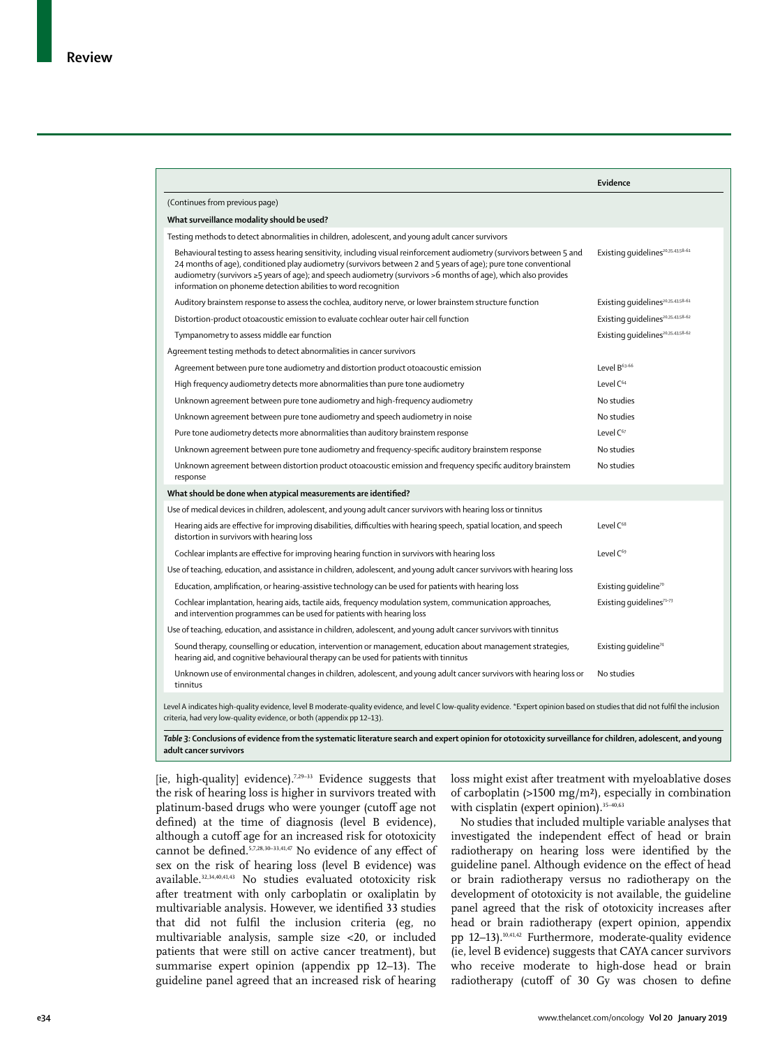| | Evidence |
|---|---|
| (Continues from previous page) | |
| **What surveillance modality should be used?** | |
| Testing methods to detect abnormalities in children, adolescent, and young adult cancer survivors | |
| Behavioural testing to assess hearing sensitivity, including visual reinforcement audiometry (survivors between 5 and 24 months of age), conditioned play audiometry (survivors between 2 and 5 years of age); pure tone conventional audiometry (survivors ≥5 years of age); and speech audiometry (survivors >6 months of age), which also provides information on phoneme detection abilities to word recognition | Existing guidelines[20,35,43,58–61] |
| Auditory brainstem response to assess the cochlea, auditory nerve, or lower brainstem structure function | Existing guidelines[20,35,43,58–61] |
| Distortion-product otoacoustic emission to evaluate cochlear outer hair cell function | Existing guidelines[20,35,43,58–62] |
| Tympanometry to assess middle ear function | Existing guidelines[20,35,43,58–62] |
| Agreement testing methods to detect abnormalities in cancer survivors | |
| Agreement between pure tone audiometry and distortion product otoacoustic emission | Level B[63–66] |
| High frequency audiometry detects more abnormalities than pure tone audiometry | Level C[64] |
| Unknown agreement between pure tone audiometry and high-frequency audiometry | No studies |
| Unknown agreement between pure tone audiometry and speech audiometry in noise | No studies |
| Pure tone audiometry detects more abnormalities than auditory brainstem response | Level C[67] |
| Unknown agreement between pure tone audiometry and frequency-specific auditory brainstem response | No studies |
| Unknown agreement between distortion product otoacoustic emission and frequency specific auditory brainstem response | No studies |
| **What should be done when atypical measurements are identified?** | |
| Use of medical devices in children, adolescent, and young adult cancer survivors with hearing loss or tinnitus | |
| Hearing aids are effective for improving disabilities, difficulties with hearing speech, spatial location, and speech distortion in survivors with hearing loss | Level C[68] |
| Cochlear implants are effective for improving hearing function in survivors with hearing loss | Level C[69] |
| Use of teaching, education, and assistance in children, adolescent, and young adult cancer survivors with hearing loss | |
| Education, amplification, or hearing-assistive technology can be used for patients with hearing loss | Existing guideline[70] |
| Cochlear implantation, hearing aids, tactile aids, frequency modulation system, communication approaches, and intervention programmes can be used for patients with hearing loss | Existing guidelines[71–73] |
| Use of teaching, education, and assistance in children, adolescent, and young adult cancer survivors with tinnitus | |
| Sound therapy, counselling or education, intervention or management, education about management strategies, hearing aid, and cognitive behavioural therapy can be used for patients with tinnitus | Existing guideline[74] |
| Unknown use of environmental changes in children, adolescent, and young adult cancer survivors with hearing loss or tinnitus | No studies |

Level A indicates high-quality evidence, level B moderate-quality evidence, and level C low-quality evidence. *Expert opinion based on studies that did not fulfil the inclusion criteria, had very low-quality evidence, or both (appendix pp 12–13).

***Table 3:*** **Conclusions of evidence from the systematic literature search and expert opinion for ototoxicity surveillance for children, adolescent, and young adult cancer survivors**

[ie, high-quality] evidence).[7,29–33] Evidence suggests that the risk of hearing loss is higher in survivors treated with platinum-based drugs who were younger (cutoff age not defined) at the time of diagnosis (level B evidence), although a cutoff age for an increased risk for ototoxicity cannot be defined.[5,7,28,30–33,41,47] No evidence of any effect of sex on the risk of hearing loss (level B evidence) was available.[32,34,40,41,43] No studies evaluated ototoxicity risk after treatment with only carboplatin or oxaliplatin by multivariable analysis. However, we identified 33 studies that did not fulfil the inclusion criteria (eg, no multivariable analysis, sample size <20, or included patients that were still on active cancer treatment), but summarise expert opinion (appendix pp 12–13). The guideline panel agreed that an increased risk of hearing loss might exist after treatment with myeloablative doses of carboplatin (>1500 mg/m²), especially in combination with cisplatin (expert opinion).[35–40,63]

No studies that included multiple variable analyses that investigated the independent effect of head or brain radiotherapy on hearing loss were identified by the guideline panel. Although evidence on the effect of head or brain radiotherapy versus no radiotherapy on the development of ototoxicity is not available, the guideline panel agreed that the risk of ototoxicity increases after head or brain radiotherapy (expert opinion, appendix pp 12–13).[10,41,42] Furthermore, moderate-quality evidence (ie, level B evidence) suggests that CAYA cancer survivors who receive moderate to high-dose head or brain radiotherapy (cutoff of 30 Gy was chosen to define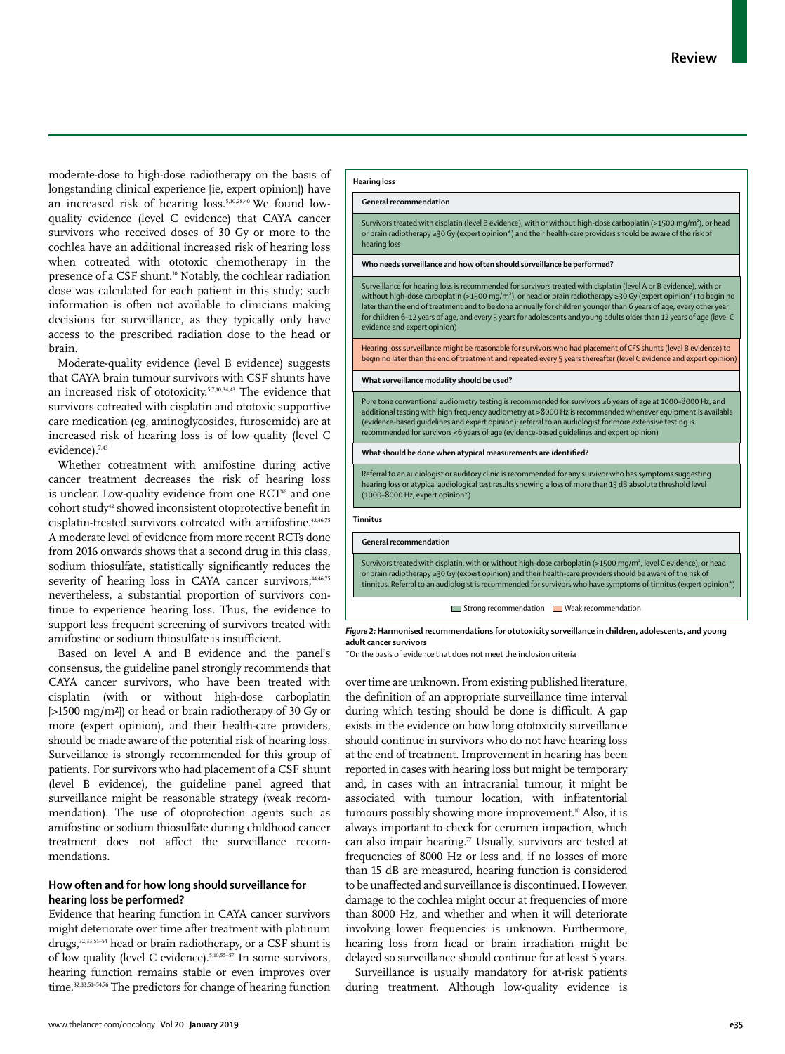moderate-dose to high-dose radiotherapy on the basis of longstanding clinical experience [ie, expert opinion]) have an increased risk of hearing loss.[5,10,28,40] We found low-quality evidence (level C evidence) that CAYA cancer survivors who received doses of 30 Gy or more to the cochlea have an additional increased risk of hearing loss when cotreated with ototoxic chemotherapy in the presence of a CSF shunt.[10] Notably, the cochlear radiation dose was calculated for each patient in this study; such information is often not available to clinicians making decisions for surveillance, as they typically only have access to the prescribed radiation dose to the head or brain.

Moderate-quality evidence (level B evidence) suggests that CAYA brain tumour survivors with CSF shunts have an increased risk of ototoxicity.[5,7,10,34,43] The evidence that survivors cotreated with cisplatin and ototoxic supportive care medication (eg, aminoglycosides, furosemide) are at increased risk of hearing loss is of low quality (level C evidence).[7,43]

Whether cotreatment with amifostine during active cancer treatment decreases the risk of hearing loss is unclear. Low-quality evidence from one RCT[46] and one cohort study[42] showed inconsistent otoprotective benefit in cisplatin-treated survivors cotreated with amifostine.[42,46,75] A moderate level of evidence from more recent RCTs done from 2016 onwards shows that a second drug in this class, sodium thiosulfate, statistically significantly reduces the severity of hearing loss in CAYA cancer survivors;[44,46,75] nevertheless, a substantial proportion of survivors continue to experience hearing loss. Thus, the evidence to support less frequent screening of survivors treated with amifostine or sodium thiosulfate is insufficient.

Based on level A and B evidence and the panel's consensus, the guideline panel strongly recommends that CAYA cancer survivors, who have been treated with cisplatin (with or without high-dose carboplatin [>1500 mg/m²]) or head or brain radiotherapy of 30 Gy or more (expert opinion), and their health-care providers, should be made aware of the potential risk of hearing loss. Surveillance is strongly recommended for this group of patients. For survivors who had placement of a CSF shunt (level B evidence), the guideline panel agreed that surveillance might be reasonable strategy (weak recommendation). The use of otoprotection agents such as amifostine or sodium thiosulfate during childhood cancer treatment does not affect the surveillance recommendations.

**Hearing loss**

**General recommendation**

Survivors treated with cisplatin (level B evidence), with or without high-dose carboplatin (>1500 mg/m²), or head or brain radiotherapy ≥30 Gy (expert opinion*) and their health-care providers should be aware of the risk of hearing loss

**Who needs surveillance and how often should surveillance be performed?**

Surveillance for hearing loss is recommended for survivors treated with cisplatin (level A or B evidence), with or without high-dose carboplatin (>1500 mg/m²), or head or brain radiotherapy ≥30 Gy (expert opinion*) to begin no later than the end of treatment and to be done annually for children younger than 6 years of age, every other year for children 6–12 years of age, and every 5 years for adolescents and young adults older than 12 years of age (level C evidence and expert opinion)

Hearing loss surveillance might be reasonable for survivors who had placement of CFS shunts (level B evidence) to begin no later than the end of treatment and repeated every 5 years thereafter (level C evidence and expert opinion)

**What surveillance modality should be used?**

Pure tone conventional audiometry testing is recommended for survivors ≥6 years of age at 1000–8000 Hz, and additional testing with high frequency audiometry at >8000 Hz is recommended whenever equipment is available (evidence-based guidelines and expert opinion); referral to an audiologist for more extensive testing is recommended for survivors <6 years of age (evidence-based guidelines and expert opinion)

**What should be done when atypical measurements are identified?**

Referral to an audiologist or auditory clinic is recommended for any survivor who has symptoms suggesting hearing loss or atypical audiological test results showing a loss of more than 15 dB absolute threshold level (1000–8000 Hz, expert opinion*)

**Tinnitus**

**General recommendation**

Survivors treated with cisplatin, with or without high-dose carboplatin (>1500 mg/m², level C evidence), or head or brain radiotherapy ≥30 Gy (expert opinion) and their health-care providers should be aware of the risk of tinnitus. Referral to an audiologist is recommended for survivors who have symptoms of tinnitus (expert opinion*)

Strong recommendation / Weak recommendation

*Figure 2:* **Harmonised recommendations for ototoxicity surveillance in children, adolescents, and young adult cancer survivors**

*On the basis of evidence that does not meet the inclusion criteria

### How often and for how long should surveillance for hearing loss be performed?

Evidence that hearing function in CAYA cancer survivors might deteriorate over time after treatment with platinum drugs,[32,33,51–54] head or brain radiotherapy, or a CSF shunt is of low quality (level C evidence).[5,10,55–57] In some survivors, hearing function remains stable or even improves over time.[32,33,51–54,76] The predictors for change of hearing function over time are unknown. From existing published literature, the definition of an appropriate surveillance time interval during which testing should be done is difficult. A gap exists in the evidence on how long ototoxicity surveillance should continue in survivors who do not have hearing loss at the end of treatment. Improvement in hearing has been reported in cases with hearing loss but might be temporary and, in cases with an intracranial tumour, it might be associated with tumour location, with infratentorial tumours possibly showing more improvement.[10] Also, it is always important to check for cerumen impaction, which can also impair hearing.[77] Usually, survivors are tested at frequencies of 8000 Hz or less and, if no losses of more than 15 dB are measured, hearing function is considered to be unaffected and surveillance is discontinued. However, damage to the cochlea might occur at frequencies of more than 8000 Hz, and whether and when it will deteriorate involving lower frequencies is unknown. Furthermore, hearing loss from head or brain irradiation might be delayed so surveillance should continue for at least 5 years.

Surveillance is usually mandatory for at-risk patients during treatment. Although low-quality evidence is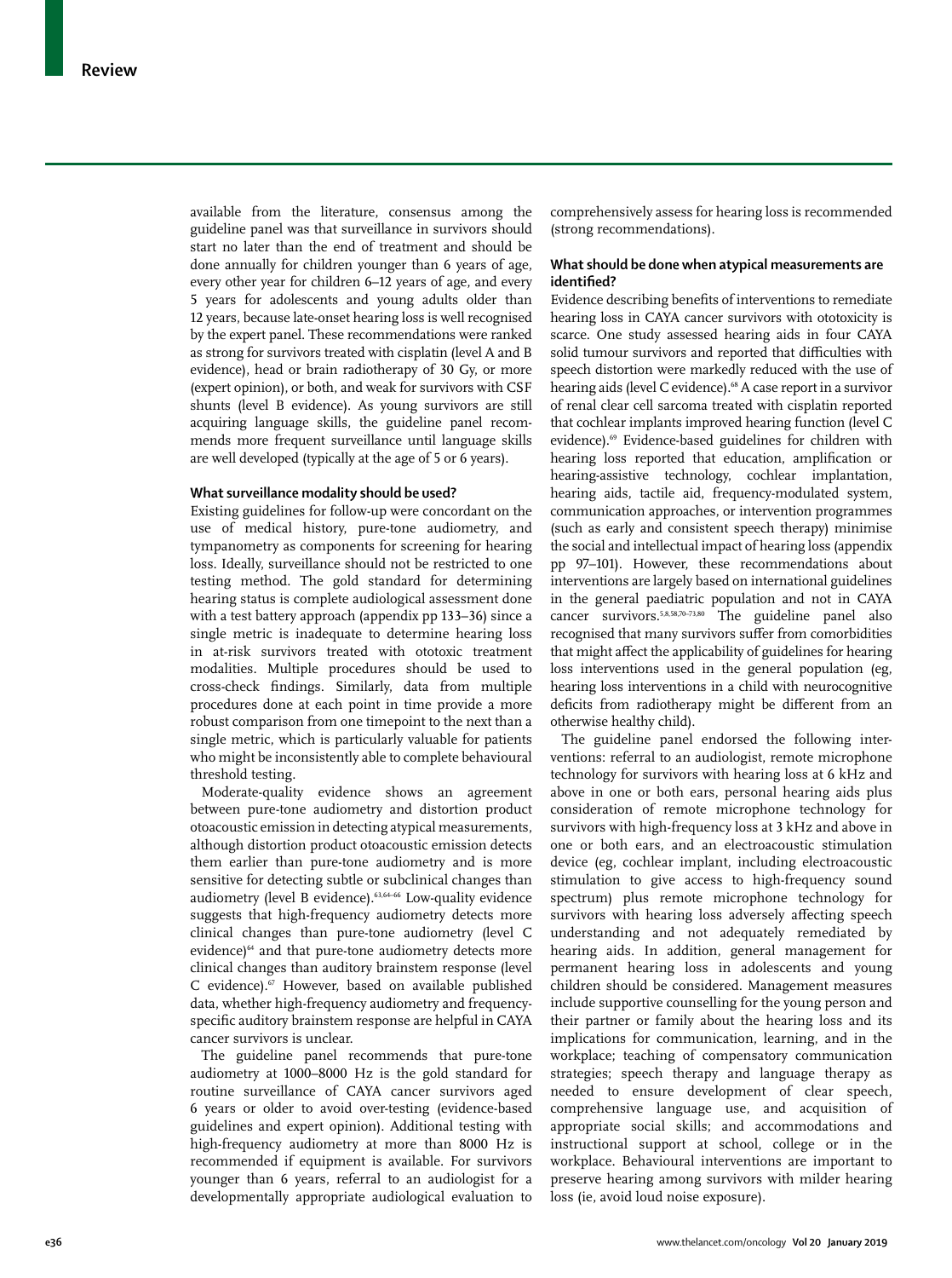available from the literature, consensus among the guideline panel was that surveillance in survivors should start no later than the end of treatment and should be done annually for children younger than 6 years of age, every other year for children 6–12 years of age, and every 5 years for adolescents and young adults older than 12 years, because late-onset hearing loss is well recognised by the expert panel. These recommendations were ranked as strong for survivors treated with cisplatin (level A and B evidence), head or brain radiotherapy of 30 Gy, or more (expert opinion), or both, and weak for survivors with CSF shunts (level B evidence). As young survivors are still acquiring language skills, the guideline panel recommends more frequent surveillance until language skills are well developed (typically at the age of 5 or 6 years).

### What surveillance modality should be used?

Existing guidelines for follow-up were concordant on the use of medical history, pure-tone audiometry, and tympanometry as components for screening for hearing loss. Ideally, surveillance should not be restricted to one testing method. The gold standard for determining hearing status is complete audiological assessment done with a test battery approach (appendix pp 133–36) since a single metric is inadequate to determine hearing loss in at-risk survivors treated with ototoxic treatment modalities. Multiple procedures should be used to cross-check findings. Similarly, data from multiple procedures done at each point in time provide a more robust comparison from one timepoint to the next than a single metric, which is particularly valuable for patients who might be inconsistently able to complete behavioural threshold testing.

Moderate-quality evidence shows an agreement between pure-tone audiometry and distortion product otoacoustic emission in detecting atypical measurements, although distortion product otoacoustic emission detects them earlier than pure-tone audiometry and is more sensitive for detecting subtle or subclinical changes than audiometry (level B evidence).[63,64–66] Low-quality evidence suggests that high-frequency audiometry detects more clinical changes than pure-tone audiometry (level C evidence)[64] and that pure-tone audiometry detects more clinical changes than auditory brainstem response (level C evidence).[67] However, based on available published data, whether high-frequency audiometry and frequency-specific auditory brainstem response are helpful in CAYA cancer survivors is unclear.

The guideline panel recommends that pure-tone audiometry at 1000–8000 Hz is the gold standard for routine surveillance of CAYA cancer survivors aged 6 years or older to avoid over-testing (evidence-based guidelines and expert opinion). Additional testing with high-frequency audiometry at more than 8000 Hz is recommended if equipment is available. For survivors younger than 6 years, referral to an audiologist for a developmentally appropriate audiological evaluation to comprehensively assess for hearing loss is recommended (strong recommendations).

### What should be done when atypical measurements are identified?

Evidence describing benefits of interventions to remediate hearing loss in CAYA cancer survivors with ototoxicity is scarce. One study assessed hearing aids in four CAYA solid tumour survivors and reported that difficulties with speech distortion were markedly reduced with the use of hearing aids (level C evidence).[68] A case report in a survivor of renal clear cell sarcoma treated with cisplatin reported that cochlear implants improved hearing function (level C evidence).[69] Evidence-based guidelines for children with hearing loss reported that education, amplification or hearing-assistive technology, cochlear implantation, hearing aids, tactile aid, frequency-modulated system, communication approaches, or intervention programmes (such as early and consistent speech therapy) minimise the social and intellectual impact of hearing loss (appendix pp 97–101). However, these recommendations about interventions are largely based on international guidelines in the general paediatric population and not in CAYA cancer survivors.[5,8,58,70–73,80] The guideline panel also recognised that many survivors suffer from comorbidities that might affect the applicability of guidelines for hearing loss interventions used in the general population (eg, hearing loss interventions in a child with neurocognitive deficits from radiotherapy might be different from an otherwise healthy child).

The guideline panel endorsed the following interventions: referral to an audiologist, remote microphone technology for survivors with hearing loss at 6 kHz and above in one or both ears, personal hearing aids plus consideration of remote microphone technology for survivors with high-frequency loss at 3 kHz and above in one or both ears, and an electroacoustic stimulation device (eg, cochlear implant, including electroacoustic stimulation to give access to high-frequency sound spectrum) plus remote microphone technology for survivors with hearing loss adversely affecting speech understanding and not adequately remediated by hearing aids. In addition, general management for permanent hearing loss in adolescents and young children should be considered. Management measures include supportive counselling for the young person and their partner or family about the hearing loss and its implications for communication, learning, and in the workplace; teaching of compensatory communication strategies; speech therapy and language therapy as needed to ensure development of clear speech, comprehensive language use, and acquisition of appropriate social skills; and accommodations and instructional support at school, college or in the workplace. Behavioural interventions are important to preserve hearing among survivors with milder hearing loss (ie, avoid loud noise exposure).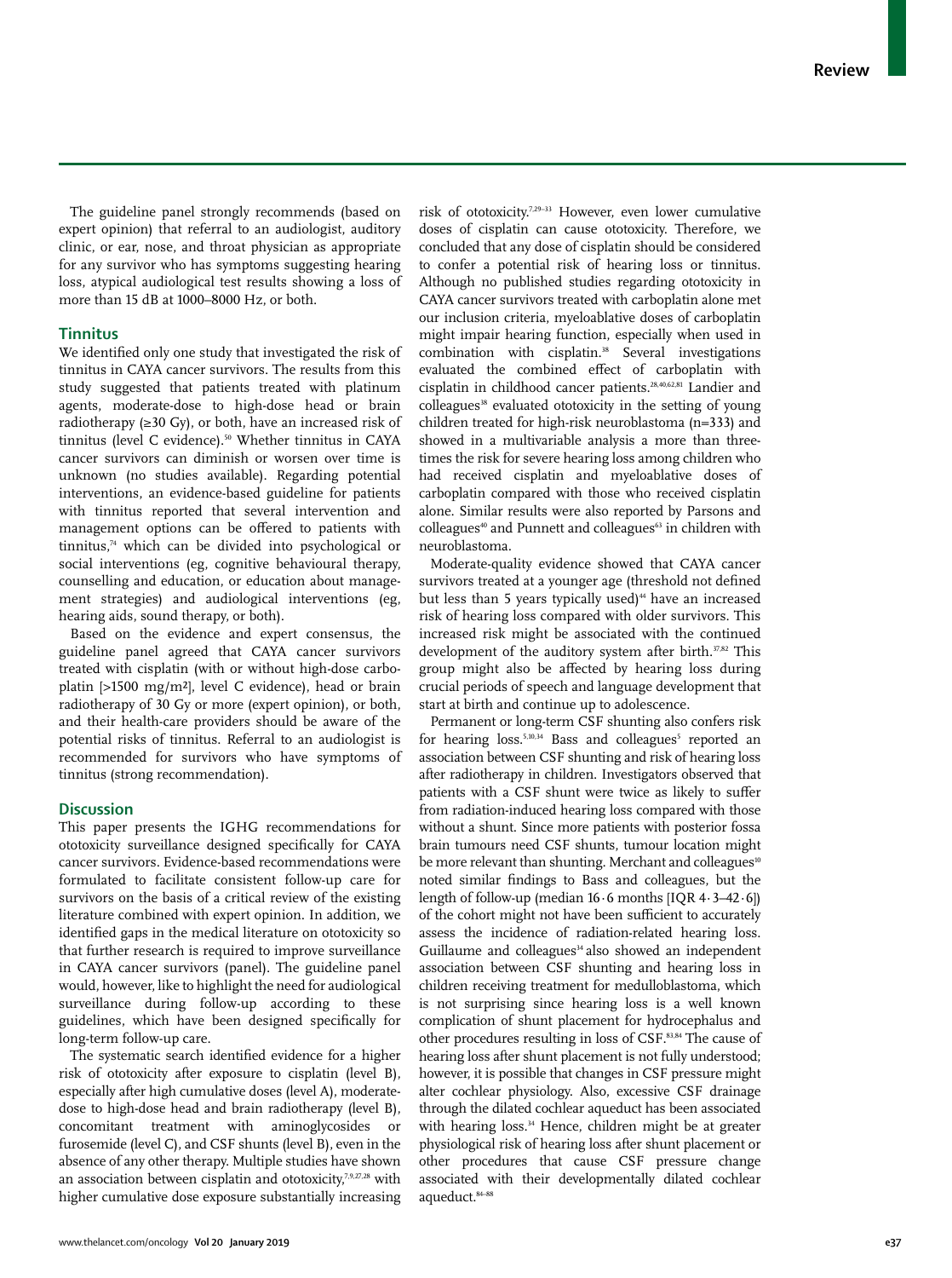The guideline panel strongly recommends (based on expert opinion) that referral to an audiologist, auditory clinic, or ear, nose, and throat physician as appropriate for any survivor who has symptoms suggesting hearing loss, atypical audiological test results showing a loss of more than 15 dB at 1000–8000 Hz, or both.

## Tinnitus

We identified only one study that investigated the risk of tinnitus in CAYA cancer survivors. The results from this study suggested that patients treated with platinum agents, moderate-dose to high-dose head or brain radiotherapy (≥30 Gy), or both, have an increased risk of tinnitus (level C evidence).[50] Whether tinnitus in CAYA cancer survivors can diminish or worsen over time is unknown (no studies available). Regarding potential interventions, an evidence-based guideline for patients with tinnitus reported that several intervention and management options can be offered to patients with tinnitus,[74] which can be divided into psychological or social interventions (eg, cognitive behavioural therapy, counselling and education, or education about management strategies) and audiological interventions (eg, hearing aids, sound therapy, or both).

Based on the evidence and expert consensus, the guideline panel agreed that CAYA cancer survivors treated with cisplatin (with or without high-dose carboplatin [>1500 mg/m²], level C evidence), head or brain radiotherapy of 30 Gy or more (expert opinion), or both, and their health-care providers should be aware of the potential risks of tinnitus. Referral to an audiologist is recommended for survivors who have symptoms of tinnitus (strong recommendation).

## Discussion

This paper presents the IGHG recommendations for ototoxicity surveillance designed specifically for CAYA cancer survivors. Evidence-based recommendations were formulated to facilitate consistent follow-up care for survivors on the basis of a critical review of the existing literature combined with expert opinion. In addition, we identified gaps in the medical literature on ototoxicity so that further research is required to improve surveillance in CAYA cancer survivors (panel). The guideline panel would, however, like to highlight the need for audiological surveillance during follow-up according to these guidelines, which have been designed specifically for long-term follow-up care.

The systematic search identified evidence for a higher risk of ototoxicity after exposure to cisplatin (level B), especially after high cumulative doses (level A), moderate-dose to high-dose head and brain radiotherapy (level B), concomitant treatment with aminoglycosides or furosemide (level C), and CSF shunts (level B), even in the absence of any other therapy. Multiple studies have shown an association between cisplatin and ototoxicity,[7,9,27,28] with higher cumulative dose exposure substantially increasing risk of ototoxicity.[7,29–33] However, even lower cumulative doses of cisplatin can cause ototoxicity. Therefore, we concluded that any dose of cisplatin should be considered to confer a potential risk of hearing loss or tinnitus. Although no published studies regarding ototoxicity in CAYA cancer survivors treated with carboplatin alone met our inclusion criteria, myeloablative doses of carboplatin might impair hearing function, especially when used in combination with cisplatin.[38] Several investigations evaluated the combined effect of carboplatin with cisplatin in childhood cancer patients.[28,40,62,81] Landier and colleagues[38] evaluated ototoxicity in the setting of young children treated for high-risk neuroblastoma (n=333) and showed in a multivariable analysis a more than three-times the risk for severe hearing loss among children who had received cisplatin and myeloablative doses of carboplatin compared with those who received cisplatin alone. Similar results were also reported by Parsons and colleagues[40] and Punnett and colleagues[63] in children with neuroblastoma.

Moderate-quality evidence showed that CAYA cancer survivors treated at a younger age (threshold not defined but less than 5 years typically used)[44] have an increased risk of hearing loss compared with older survivors. This increased risk might be associated with the continued development of the auditory system after birth.[37,82] This group might also be affected by hearing loss during crucial periods of speech and language development that start at birth and continue up to adolescence.

Permanent or long-term CSF shunting also confers risk for hearing loss.[5,10,34] Bass and colleagues[5] reported an association between CSF shunting and risk of hearing loss after radiotherapy in children. Investigators observed that patients with a CSF shunt were twice as likely to suffer from radiation-induced hearing loss compared with those without a shunt. Since more patients with posterior fossa brain tumours need CSF shunts, tumour location might be more relevant than shunting. Merchant and colleagues[10] noted similar findings to Bass and colleagues, but the length of follow-up (median 16·6 months [IQR 4·3–42·6]) of the cohort might not have been sufficient to accurately assess the incidence of radiation-related hearing loss. Guillaume and colleagues[34] also showed an independent association between CSF shunting and hearing loss in children receiving treatment for medulloblastoma, which is not surprising since hearing loss is a well known complication of shunt placement for hydrocephalus and other procedures resulting in loss of CSF.[83,84] The cause of hearing loss after shunt placement is not fully understood; however, it is possible that changes in CSF pressure might alter cochlear physiology. Also, excessive CSF drainage through the dilated cochlear aqueduct has been associated with hearing loss.[34] Hence, children might be at greater physiological risk of hearing loss after shunt placement or other procedures that cause CSF pressure change associated with their developmentally dilated cochlear aqueduct.[84–88]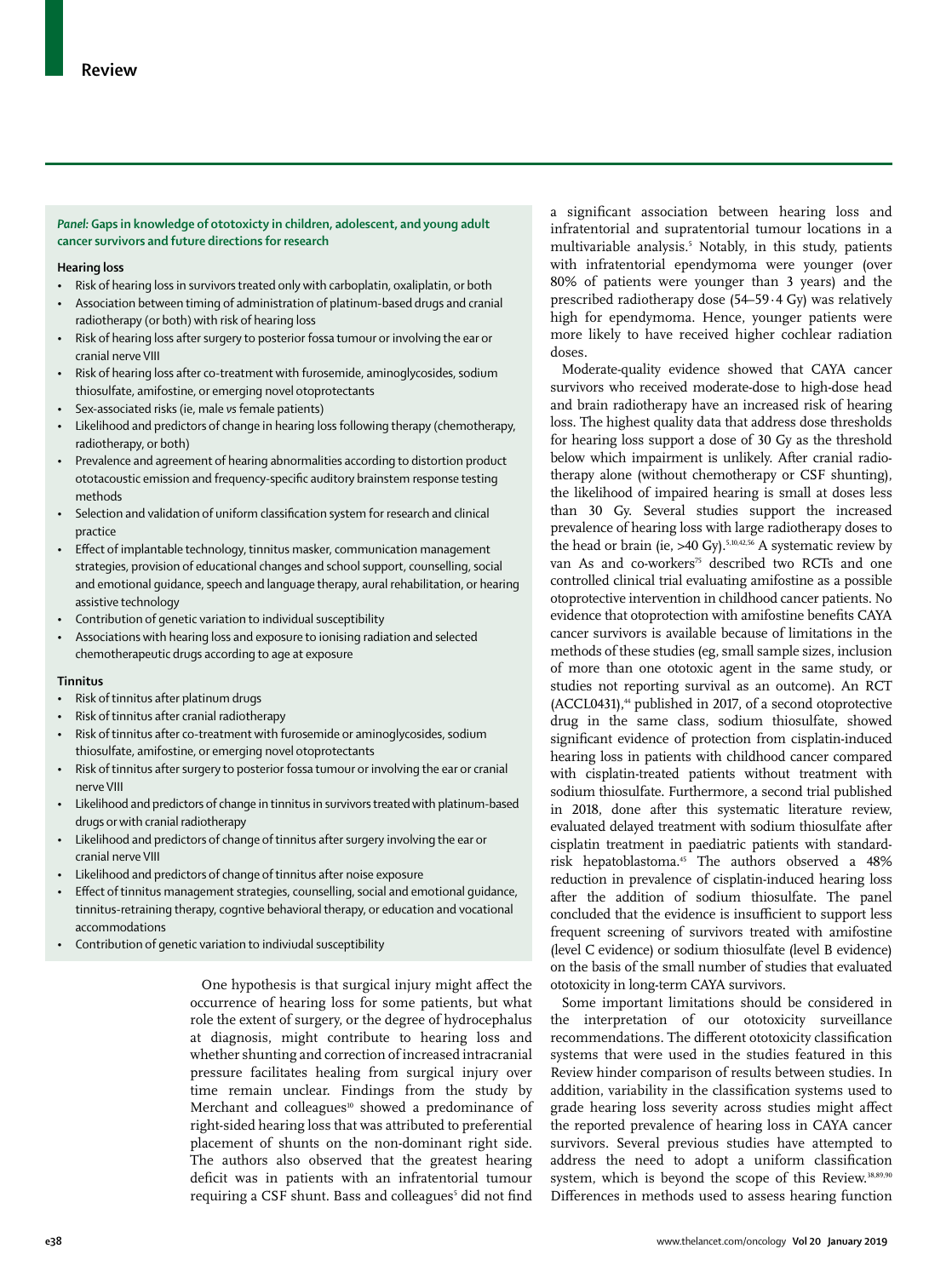*Panel:* **Gaps in knowledge of ototoxicty in children, adolescent, and young adult cancer survivors and future directions for research**

**Hearing loss**

- Risk of hearing loss in survivors treated only with carboplatin, oxaliplatin, or both
- Association between timing of administration of platinum-based drugs and cranial radiotherapy (or both) with risk of hearing loss
- Risk of hearing loss after surgery to posterior fossa tumour or involving the ear or cranial nerve VIII
- Risk of hearing loss after co-treatment with furosemide, aminoglycosides, sodium thiosulfate, amifostine, or emerging novel otoprotectants
- Sex-associated risks (ie, male *vs* female patients)
- Likelihood and predictors of change in hearing loss following therapy (chemotherapy, radiotherapy, or both)
- Prevalence and agreement of hearing abnormalities according to distortion product ototacoustic emission and frequency-specific auditory brainstem response testing methods
- Selection and validation of uniform classification system for research and clinical practice
- Effect of implantable technology, tinnitus masker, communication management strategies, provision of educational changes and school support, counselling, social and emotional guidance, speech and language therapy, aural rehabilitation, or hearing assistive technology
- Contribution of genetic variation to individual susceptibility
- Associations with hearing loss and exposure to ionising radiation and selected chemotherapeutic drugs according to age at exposure

**Tinnitus**

- Risk of tinnitus after platinum drugs
- Risk of tinnitus after cranial radiotherapy
- Risk of tinnitus after co-treatment with furosemide or aminoglycosides, sodium thiosulfate, amifostine, or emerging novel otoprotectants
- Risk of tinnitus after surgery to posterior fossa tumour or involving the ear or cranial nerve VIII
- Likelihood and predictors of change in tinnitus in survivors treated with platinum-based drugs or with cranial radiotherapy
- Likelihood and predictors of change of tinnitus after surgery involving the ear or cranial nerve VIII
- Likelihood and predictors of change of tinnitus after noise exposure
- Effect of tinnitus management strategies, counselling, social and emotional guidance, tinnitus-retraining therapy, cogntive behavioral therapy, or education and vocational accommodations
- Contribution of genetic variation to indiviudal susceptibility

One hypothesis is that surgical injury might affect the occurrence of hearing loss for some patients, but what role the extent of surgery, or the degree of hydrocephalus at diagnosis, might contribute to hearing loss and whether shunting and correction of increased intracranial pressure facilitates healing from surgical injury over time remain unclear. Findings from the study by Merchant and colleagues[10] showed a predominance of right-sided hearing loss that was attributed to preferential placement of shunts on the non-dominant right side. The authors also observed that the greatest hearing deficit was in patients with an infratentorial tumour requiring a CSF shunt. Bass and colleagues[5] did not find a significant association between hearing loss and infratentorial and supratentorial tumour locations in a multivariable analysis.[5] Notably, in this study, patients with infratentorial ependymoma were younger (over 80% of patients were younger than 3 years) and the prescribed radiotherapy dose (54–59·4 Gy) was relatively high for ependymoma. Hence, younger patients were more likely to have received higher cochlear radiation doses.

Moderate-quality evidence showed that CAYA cancer survivors who received moderate-dose to high-dose head and brain radiotherapy have an increased risk of hearing loss. The highest quality data that address dose thresholds for hearing loss support a dose of 30 Gy as the threshold below which impairment is unlikely. After cranial radiotherapy alone (without chemotherapy or CSF shunting), the likelihood of impaired hearing is small at doses less than 30 Gy. Several studies support the increased prevalence of hearing loss with large radiotherapy doses to the head or brain (ie, >40 Gy).[5,10,42,56] A systematic review by van As and co-workers[75] described two RCTs and one controlled clinical trial evaluating amifostine as a possible otoprotective intervention in childhood cancer patients. No evidence that otoprotection with amifostine benefits CAYA cancer survivors is available because of limitations in the methods of these studies (eg, small sample sizes, inclusion of more than one ototoxic agent in the same study, or studies not reporting survival as an outcome). An RCT (ACCL0431),[44] published in 2017, of a second otoprotective drug in the same class, sodium thiosulfate, showed significant evidence of protection from cisplatin-induced hearing loss in patients with childhood cancer compared with cisplatin-treated patients without treatment with sodium thiosulfate. Furthermore, a second trial published in 2018, done after this systematic literature review, evaluated delayed treatment with sodium thiosulfate after cisplatin treatment in paediatric patients with standard-risk hepatoblastoma.[45] The authors observed a 48% reduction in prevalence of cisplatin-induced hearing loss after the addition of sodium thiosulfate. The panel concluded that the evidence is insufficient to support less frequent screening of survivors treated with amifostine (level C evidence) or sodium thiosulfate (level B evidence) on the basis of the small number of studies that evaluated ototoxicity in long-term CAYA survivors.

Some important limitations should be considered in the interpretation of our ototoxicity surveillance recommendations. The different ototoxicity classification systems that were used in the studies featured in this Review hinder comparison of results between studies. In addition, variability in the classification systems used to grade hearing loss severity across studies might affect the reported prevalence of hearing loss in CAYA cancer survivors. Several previous studies have attempted to address the need to adopt a uniform classification system, which is beyond the scope of this Review.[38,89,90] Differences in methods used to assess hearing function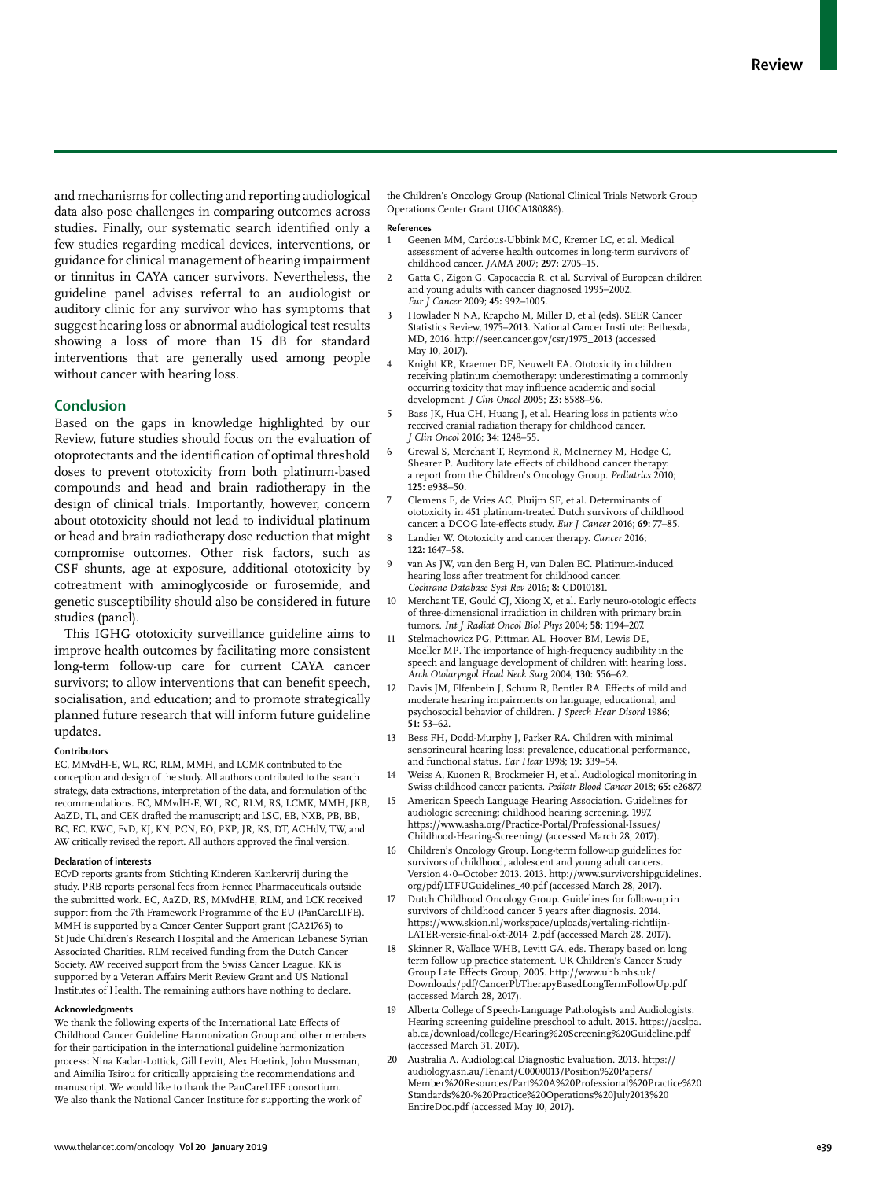and mechanisms for collecting and reporting audiological data also pose challenges in comparing outcomes across studies. Finally, our systematic search identified only a few studies regarding medical devices, interventions, or guidance for clinical management of hearing impairment or tinnitus in CAYA cancer survivors. Nevertheless, the guideline panel advises referral to an audiologist or auditory clinic for any survivor who has symptoms that suggest hearing loss or abnormal audiological test results showing a loss of more than 15 dB for standard interventions that are generally used among people without cancer with hearing loss.

## Conclusion

Based on the gaps in knowledge highlighted by our Review, future studies should focus on the evaluation of otoprotectants and the identification of optimal threshold doses to prevent ototoxicity from both platinum-based compounds and head and brain radiotherapy in the design of clinical trials. Importantly, however, concern about ototoxicity should not lead to individual platinum or head and brain radiotherapy dose reduction that might compromise outcomes. Other risk factors, such as CSF shunts, age at exposure, additional ototoxicity by cotreatment with aminoglycoside or furosemide, and genetic susceptibility should also be considered in future studies (panel).

This IGHG ototoxicity surveillance guideline aims to improve health outcomes by facilitating more consistent long-term follow-up care for current CAYA cancer survivors; to allow interventions that can benefit speech, socialisation, and education; and to promote strategically planned future research that will inform future guideline updates.

#### Contributors

EC, MMvdH-E, WL, RC, RLM, MMH, and LCMK contributed to the conception and design of the study. All authors contributed to the search strategy, data extractions, interpretation of the data, and formulation of the recommendations. EC, MMvdH-E, WL, RC, RLM, RS, LCMK, MMH, JKB, AaZD, TL, and CEK drafted the manuscript; and LSC, EB, NXB, PB, BB, BC, EC, KWC, EvD, KJ, KN, PCN, EO, PKP, JR, KS, DT, ACHdV, TW, and AW critically revised the report. All authors approved the final version.

#### Declaration of interests

ECvD reports grants from Stichting Kinderen Kankervrij during the study. PRB reports personal fees from Fennec Pharmaceuticals outside the submitted work. EC, AaZD, RS, MMvdHE, RLM, and LCK received support from the 7th Framework Programme of the EU (PanCareLIFE). MMH is supported by a Cancer Center Support grant (CA21765) to St Jude Children's Research Hospital and the American Lebanese Syrian Associated Charities. RLM received funding from the Dutch Cancer Society. AW received support from the Swiss Cancer League. KK is supported by a Veteran Affairs Merit Review Grant and US National Institutes of Health. The remaining authors have nothing to declare.

#### Acknowledgments

We thank the following experts of the International Late Effects of Childhood Cancer Guideline Harmonization Group and other members for their participation in the international guideline harmonization process: Nina Kadan-Lottick, Gill Levitt, Alex Hoetink, John Mussman, and Aimilia Tsirou for critically appraising the recommendations and manuscript. We would like to thank the PanCareLIFE consortium. We also thank the National Cancer Institute for supporting the work of the Children's Oncology Group (National Clinical Trials Network Group Operations Center Grant U10CA180886).

#### References

1. Geenen MM, Cardous-Ubbink MC, Kremer LC, et al. Medical assessment of adverse health outcomes in long-term survivors of childhood cancer. *JAMA* 2007; **297:** 2705–15.
2. Gatta G, Zigon G, Capocaccia R, et al. Survival of European children and young adults with cancer diagnosed 1995–2002. *Eur J Cancer* 2009; **45:** 992–1005.
3. Howlader N NA, Krapcho M, Miller D, et al (eds). SEER Cancer Statistics Review, 1975–2013. National Cancer Institute: Bethesda, MD, 2016. http://seer.cancer.gov/csr/1975_2013 (accessed May 10, 2017).
4. Knight KR, Kraemer DF, Neuwelt EA. Ototoxicity in children receiving platinum chemotherapy: underestimating a commonly occurring toxicity that may influence academic and social development. *J Clin Oncol* 2005; **23:** 8588–96.
5. Bass JK, Hua CH, Huang J, et al. Hearing loss in patients who received cranial radiation therapy for childhood cancer. *J Clin Oncol* 2016; **34:** 1248–55.
6. Grewal S, Merchant T, Reymond R, McInerney M, Hodge C, Shearer P. Auditory late effects of childhood cancer therapy: a report from the Children's Oncology Group. *Pediatrics* 2010; **125:** e938–50.
7. Clemens E, de Vries AC, Pluijm SF, et al. Determinants of ototoxicity in 451 platinum-treated Dutch survivors of childhood cancer: a DCOG late-effects study. *Eur J Cancer* 2016; **69:** 77–85.
8. Landier W. Ototoxicity and cancer therapy. *Cancer* 2016; **122:** 1647–58.
9. van As JW, van den Berg H, van Dalen EC. Platinum-induced hearing loss after treatment for childhood cancer. *Cochrane Database Syst Rev* 2016; **8:** CD010181.
10. Merchant TE, Gould CJ, Xiong X, et al. Early neuro-otologic effects of three-dimensional irradiation in children with primary brain tumors. *Int J Radiat Oncol Biol Phys* 2004; **58:** 1194–207.
11. Stelmachowicz PG, Pittman AL, Hoover BM, Lewis DE, Moeller MP. The importance of high-frequency audibility in the speech and language development of children with hearing loss. *Arch Otolaryngol Head Neck Surg* 2004; **130:** 556–62.
12. Davis JM, Elfenbein J, Schum R, Bentler RA. Effects of mild and moderate hearing impairments on language, educational, and psychosocial behavior of children. *J Speech Hear Disord* 1986; **51:** 53–62.
13. Bess FH, Dodd-Murphy J, Parker RA. Children with minimal sensorineural hearing loss: prevalence, educational performance, and functional status. *Ear Hear* 1998; **19:** 339–54.
14. Weiss A, Kuonen R, Brockmeier H, et al. Audiological monitoring in Swiss childhood cancer patients. *Pediatr Blood Cancer* 2018; **65:** e26877.
15. American Speech Language Hearing Association. Guidelines for audiologic screening: childhood hearing screening. 1997. https://www.asha.org/Practice-Portal/Professional-Issues/Childhood-Hearing-Screening/ (accessed March 28, 2017).
16. Children's Oncology Group. Long-term follow-up guidelines for survivors of childhood, adolescent and young adult cancers. Version 4·0–October 2013. 2013. http://www.survivorshipguidelines.org/pdf/LTFUGuidelines_40.pdf (accessed March 28, 2017).
17. Dutch Childhood Oncology Group. Guidelines for follow-up in survivors of childhood cancer 5 years after diagnosis. 2014. https://www.skion.nl/workspace/uploads/vertaling-richtlijn-LATER-versie-final-okt-2014_2.pdf (accessed March 28, 2017).
18. Skinner R, Wallace WHB, Levitt GA, eds. Therapy based on long term follow up practice statement. UK Children's Cancer Study Group Late Effects Group, 2005. http://www.uhb.nhs.uk/Downloads/pdf/CancerPbTherapyBasedLongTermFollowUp.pdf (accessed March 28, 2017).
19. Alberta College of Speech-Language Pathologists and Audiologists. Hearing screening guideline preschool to adult. 2015. https://acslpa.ab.ca/download/college/Hearing%20Screening%20Guideline.pdf (accessed March 31, 2017).
20. Australia A. Audiological Diagnostic Evaluation. 2013. https://audiology.asn.au/Tenant/C0000013/Position%20Papers/Member%20Resources/Part%20A%20Professional%20Practice%20Standards%20-%20Practice%20Operations%20July2013%20EntireDoc.pdf (accessed May 10, 2017).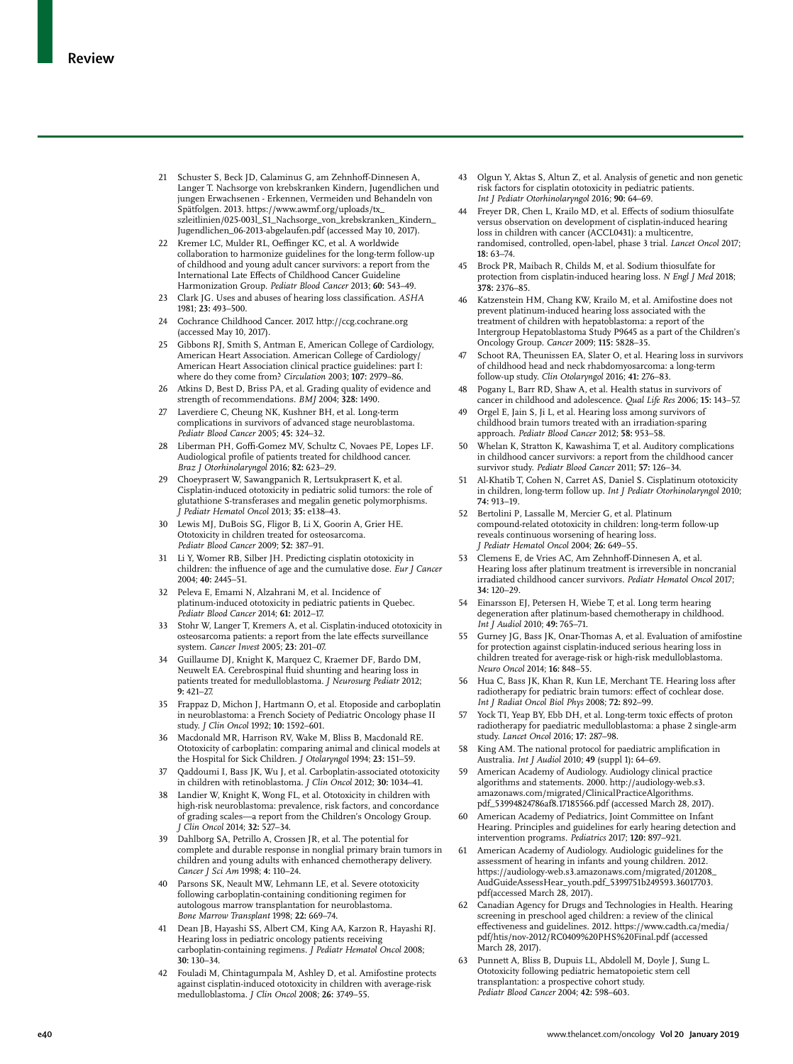21 Schuster S, Beck JD, Calaminus G, am Zehnhoff-Dinnesen A, Langer T. Nachsorge von krebskranken Kindern, Jugendlichen und jungen Erwachsenen - Erkennen, Vermeiden und Behandeln von Spätfolgen. 2013. https://www.awmf.org/uploads/tx_szleitlinien/025-003l_S1_Nachsorge_von_krebskranken_Kindern_Jugendlichen_06-2013-abgelaufen.pdf (accessed May 10, 2017).

22 Kremer LC, Mulder RL, Oeffinger KC, et al. A worldwide collaboration to harmonize guidelines for the long-term follow-up of childhood and young adult cancer survivors: a report from the International Late Effects of Childhood Cancer Guideline Harmonization Group. *Pediatr Blood Cancer* 2013; **60:** 543–49.

23 Clark JG. Uses and abuses of hearing loss classification. *ASHA* 1981; **23:** 493–500.

24 Cochrance Childhood Cancer. 2017. http://ccg.cochrane.org (accessed May 10, 2017).

25 Gibbons RJ, Smith S, Antman E, American College of Cardiology, American Heart Association. American College of Cardiology/American Heart Association clinical practice guidelines: part I: where do they come from? *Circulation* 2003; **107:** 2979–86.

26 Atkins D, Best D, Briss PA, et al. Grading quality of evidence and strength of recommendations. *BMJ* 2004; **328:** 1490.

27 Laverdiere C, Cheung NK, Kushner BH, et al. Long-term complications in survivors of advanced stage neuroblastoma. *Pediatr Blood Cancer* 2005; **45:** 324–32.

28 Liberman PH, Goffi-Gomez MV, Schultz C, Novaes PE, Lopes LF. Audiological profile of patients treated for childhood cancer. *Braz J Otorhinolaryngol* 2016; **82:** 623–29.

29 Choeyprasert W, Sawangpanich R, Lertsukprasert K, et al. Cisplatin-induced ototoxicity in pediatric solid tumors: the role of glutathione S-transferases and megalin genetic polymorphisms. *J Pediatr Hematol Oncol* 2013; **35:** e138–43.

30 Lewis MJ, DuBois SG, Fligor B, Li X, Goorin A, Grier HE. Ototoxicity in children treated for osteosarcoma. *Pediatr Blood Cancer* 2009; **52:** 387–91.

31 Li Y, Womer RB, Silber JH. Predicting cisplatin ototoxicity in children: the influence of age and the cumulative dose. *Eur J Cancer* 2004; **40:** 2445–51.

32 Peleva E, Emami N, Alzahrani M, et al. Incidence of platinum-induced ototoxicity in pediatric patients in Quebec. *Pediatr Blood Cancer* 2014; **61:** 2012–17.

33 Stohr W, Langer T, Kremers A, et al. Cisplatin-induced ototoxicity in osteosarcoma patients: a report from the late effects surveillance system. *Cancer Invest* 2005; **23:** 201–07.

34 Guillaume DJ, Knight K, Marquez C, Kraemer DF, Bardo DM, Neuwelt EA. Cerebrospinal fluid shunting and hearing loss in patients treated for medulloblastoma. *J Neurosurg Pediatr* 2012; **9:** 421–27.

35 Frappaz D, Michon J, Hartmann O, et al. Etoposide and carboplatin in neuroblastoma: a French Society of Pediatric Oncology phase II study. *J Clin Oncol* 1992; **10:** 1592–601.

36 Macdonald MR, Harrison RV, Wake M, Bliss B, Macdonald RE. Ototoxicity of carboplatin: comparing animal and clinical models at the Hospital for Sick Children. *J Otolaryngol* 1994; **23:** 151–59.

37 Qaddoumi I, Bass JK, Wu J, et al. Carboplatin-associated ototoxicity in children with retinoblastoma. *J Clin Oncol* 2012; **30:** 1034–41.

38 Landier W, Knight K, Wong FL, et al. Ototoxicity in children with high-risk neuroblastoma: prevalence, risk factors, and concordance of grading scales—a report from the Children's Oncology Group. *J Clin Oncol* 2014; **32:** 527–34.

39 Dahlborg SA, Petrillo A, Crossen JR, et al. The potential for complete and durable response in nonglial primary brain tumors in children and young adults with enhanced chemotherapy delivery. *Cancer J Sci Am* 1998; **4:** 110–24.

40 Parsons SK, Neault MW, Lehmann LE, et al. Severe ototoxicity following carboplatin-containing conditioning regimen for autologous marrow transplantation for neuroblastoma. *Bone Marrow Transplant* 1998; **22:** 669–74.

41 Dean JB, Hayashi SS, Albert CM, King AA, Karzon R, Hayashi RJ. Hearing loss in pediatric oncology patients receiving carboplatin-containing regimens. *J Pediatr Hematol Oncol* 2008; **30:** 130–34.

42 Fouladi M, Chintagumpala M, Ashley D, et al. Amifostine protects against cisplatin-induced ototoxicity in children with average-risk medulloblastoma. *J Clin Oncol* 2008; **26:** 3749–55.

43 Olgun Y, Aktas S, Altun Z, et al. Analysis of genetic and non genetic risk factors for cisplatin ototoxicity in pediatric patients. *Int J Pediatr Otorhinolaryngol* 2016; **90:** 64–69.

44 Freyer DR, Chen L, Krailo MD, et al. Effects of sodium thiosulfate versus observation on development of cisplatin-induced hearing loss in children with cancer (ACCL0431): a multicentre, randomised, controlled, open-label, phase 3 trial. *Lancet Oncol* 2017; **18:** 63–74.

45 Brock PR, Maibach R, Childs M, et al. Sodium thiosulfate for protection from cisplatin-induced hearing loss. *N Engl J Med* 2018; **378:** 2376–85.

46 Katzenstein HM, Chang KW, Krailo M, et al. Amifostine does not prevent platinum-induced hearing loss associated with the treatment of children with hepatoblastoma: a report of the Intergroup Hepatoblastoma Study P9645 as a part of the Children's Oncology Group. *Cancer* 2009; **115:** 5828–35.

47 Schoot RA, Theunissen EA, Slater O, et al. Hearing loss in survivors of childhood head and neck rhabdomyosarcoma: a long-term follow-up study. *Clin Otolaryngol* 2016; **41:** 276–83.

48 Pogany L, Barr RD, Shaw A, et al. Health status in survivors of cancer in childhood and adolescence. *Qual Life Res* 2006; **15:** 143–57.

49 Orgel E, Jain S, Ji L, et al. Hearing loss among survivors of childhood brain tumors treated with an irradiation-sparing approach. *Pediatr Blood Cancer* 2012; **58:** 953–58.

50 Whelan K, Stratton K, Kawashima T, et al. Auditory complications in childhood cancer survivors: a report from the childhood cancer survivor study. *Pediatr Blood Cancer* 2011; **57:** 126–34.

51 Al-Khatib T, Cohen N, Carret AS, Daniel S. Cisplatinum ototoxicity in children, long-term follow up. *Int J Pediatr Otorhinolaryngol* 2010; **74:** 913–19.

52 Bertolini P, Lassalle M, Mercier G, et al. Platinum compound-related ototoxicity in children: long-term follow-up reveals continuous worsening of hearing loss. *J Pediatr Hematol Oncol* 2004; **26:** 649–55.

53 Clemens E, de Vries AC, Am Zehnhoff-Dinnesen A, et al. Hearing loss after platinum treatment is irreversible in noncranial irradiated childhood cancer survivors. *Pediatr Hematol Oncol* 2017; **34:** 120–29.

54 Einarsson EJ, Petersen H, Wiebe T, et al. Long term hearing degeneration after platinum-based chemotherapy in childhood. *Int J Audiol* 2010; **49:** 765–71.

55 Gurney JG, Bass JK, Onar-Thomas A, et al. Evaluation of amifostine for protection against cisplatin-induced serious hearing loss in children treated for average-risk or high-risk medulloblastoma. *Neuro Oncol* 2014; **16:** 848–55.

56 Hua C, Bass JK, Khan R, Kun LE, Merchant TE. Hearing loss after radiotherapy for pediatric brain tumors: effect of cochlear dose. *Int J Radiat Oncol Biol Phys* 2008; **72:** 892–99.

57 Yock TI, Yeap BY, Ebb DH, et al. Long-term toxic effects of proton radiotherapy for paediatric medulloblastoma: a phase 2 single-arm study. *Lancet Oncol* 2016; **17:** 287–98.

58 King AM. The national protocol for paediatric amplification in Australia. *Int J Audiol* 2010; **49** (suppl 1)**:** 64–69.

59 American Academy of Audiology. Audiology clinical practice algorithms and statements. 2000. http://audiology-web.s3.amazonaws.com/migrated/ClinicalPracticeAlgorithms.pdf_53994824786af8.17185566.pdf (accessed March 28, 2017).

60 American Academy of Pediatrics, Joint Committee on Infant Hearing. Principles and guidelines for early hearing detection and intervention programs. *Pediatrics* 2017; **120:** 897–921.

61 American Academy of Audiology. Audiologic guidelines for the assessment of hearing in infants and young children. 2012. https://audiology-web.s3.amazonaws.com/migrated/201208_AudGuideAssessHear_youth.pdf_5399751b249593.36017703.pdf(accessed March 28, 2017).

62 Canadian Agency for Drugs and Technologies in Health. Hearing screening in preschool aged children: a review of the clinical effectiveness and guidelines. 2012. https://www.cadth.ca/media/pdf/htis/nov-2012/RC0409%20PHS%20Final.pdf (accessed March 28, 2017).

63 Punnett A, Bliss B, Dupuis LL, Abdolell M, Doyle J, Sung L. Ototoxicity following pediatric hematopoietic stem cell transplantation: a prospective cohort study. *Pediatr Blood Cancer* 2004; **42:** 598–603.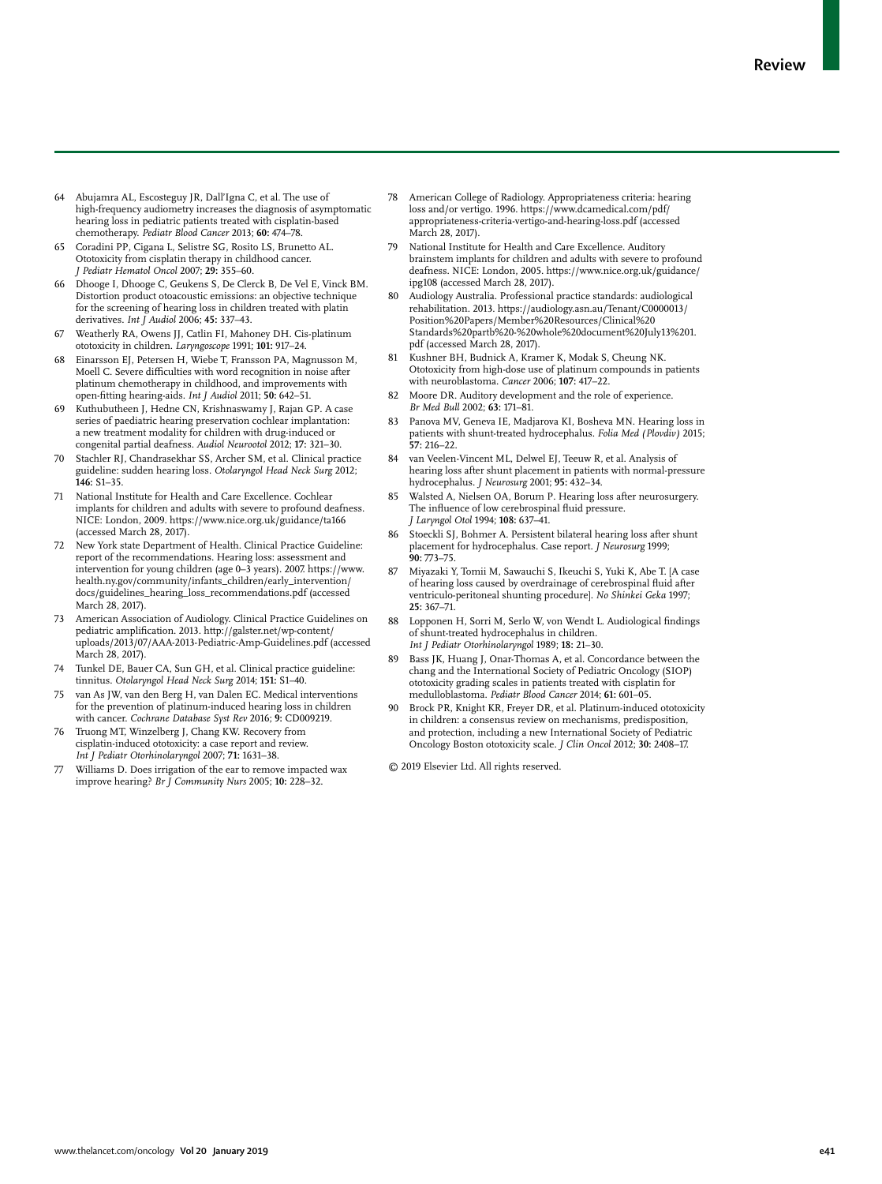64 Abujamra AL, Escosteguy JR, Dall'Igna C, et al. The use of high-frequency audiometry increases the diagnosis of asymptomatic hearing loss in pediatric patients treated with cisplatin-based chemotherapy. *Pediatr Blood Cancer* 2013; **60:** 474–78.

65 Coradini PP, Cigana L, Selistre SG, Rosito LS, Brunetto AL. Ototoxicity from cisplatin therapy in childhood cancer. *J Pediatr Hematol Oncol* 2007; **29:** 355–60.

66 Dhooge I, Dhooge C, Geukens S, De Clerck B, De Vel E, Vinck BM. Distortion product otoacoustic emissions: an objective technique for the screening of hearing loss in children treated with platin derivatives. *Int J Audiol* 2006; **45:** 337–43.

67 Weatherly RA, Owens JJ, Catlin FI, Mahoney DH. Cis-platinum ototoxicity in children. *Laryngoscope* 1991; **101:** 917–24.

68 Einarsson EJ, Petersen H, Wiebe T, Fransson PA, Magnusson M, Moell C. Severe difficulties with word recognition in noise after platinum chemotherapy in childhood, and improvements with open-fitting hearing-aids. *Int J Audiol* 2011; **50:** 642–51.

69 Kuthubutheen J, Hedne CN, Krishnaswamy J, Rajan GP. A case series of paediatric hearing preservation cochlear implantation: a new treatment modality for children with drug-induced or congenital partial deafness. *Audiol Neurootol* 2012; **17:** 321–30.

70 Stachler RJ, Chandrasekhar SS, Archer SM, et al. Clinical practice guideline: sudden hearing loss. *Otolaryngol Head Neck Surg* 2012; **146:** S1–35.

71 National Institute for Health and Care Excellence. Cochlear implants for children and adults with severe to profound deafness. NICE: London, 2009. https://www.nice.org.uk/guidance/ta166 (accessed March 28, 2017).

72 New York state Department of Health. Clinical Practice Guideline: report of the recommendations. Hearing loss: assessment and intervention for young children (age 0–3 years). 2007. https://www.health.ny.gov/community/infants_children/early_intervention/docs/guidelines_hearing_loss_recommendations.pdf (accessed March 28, 2017).

73 American Association of Audiology. Clinical Practice Guidelines on pediatric amplification. 2013. http://galster.net/wp-content/uploads/2013/07/AAA-2013-Pediatric-Amp-Guidelines.pdf (accessed March 28, 2017).

74 Tunkel DE, Bauer CA, Sun GH, et al. Clinical practice guideline: tinnitus. *Otolaryngol Head Neck Surg* 2014; **151:** S1–40.

75 van As JW, van den Berg H, van Dalen EC. Medical interventions for the prevention of platinum-induced hearing loss in children with cancer. *Cochrane Database Syst Rev* 2016; **9:** CD009219.

76 Truong MT, Winzelberg J, Chang KW. Recovery from cisplatin-induced ototoxicity: a case report and review. *Int J Pediatr Otorhinolaryngol* 2007; **71:** 1631–38.

77 Williams D. Does irrigation of the ear to remove impacted wax improve hearing? *Br J Community Nurs* 2005; **10:** 228–32.

78 American College of Radiology. Appropriateness criteria: hearing loss and/or vertigo. 1996. https://www.dcamedical.com/pdf/appropriateness-criteria-vertigo-and-hearing-loss.pdf (accessed March 28, 2017).

79 National Institute for Health and Care Excellence. Auditory brainstem implants for children and adults with severe to profound deafness. NICE: London, 2005. https://www.nice.org.uk/guidance/ipg108 (accessed March 28, 2017).

80 Audiology Australia. Professional practice standards: audiological rehabilitation. 2013. https://audiology.asn.au/Tenant/C0000013/Position%20Papers/Member%20Resources/Clinical%20Standards%20partb%20-%20whole%20document%20July13%201.pdf (accessed March 28, 2017).

81 Kushner BH, Budnick A, Kramer K, Modak S, Cheung NK. Ototoxicity from high-dose use of platinum compounds in patients with neuroblastoma. *Cancer* 2006; **107:** 417–22.

82 Moore DR. Auditory development and the role of experience. *Br Med Bull* 2002; **63:** 171–81.

83 Panova MV, Geneva IE, Madjarova KI, Bosheva MN. Hearing loss in patients with shunt-treated hydrocephalus. *Folia Med (Plovdiv)* 2015; **57:** 216–22.

84 van Veelen-Vincent ML, Delwel EJ, Teeuw R, et al. Analysis of hearing loss after shunt placement in patients with normal-pressure hydrocephalus. *J Neurosurg* 2001; **95:** 432–34.

85 Walsted A, Nielsen OA, Borum P. Hearing loss after neurosurgery. The influence of low cerebrospinal fluid pressure. *J Laryngol Otol* 1994; **108:** 637–41.

86 Stoeckli SJ, Bohmer A. Persistent bilateral hearing loss after shunt placement for hydrocephalus. Case report. *J Neurosurg* 1999; **90:** 773–75.

87 Miyazaki Y, Tomii M, Sawauchi S, Ikeuchi S, Yuki K, Abe T. [A case of hearing loss caused by overdrainage of cerebrospinal fluid after ventriculo-peritoneal shunting procedure]. *No Shinkei Geka* 1997; **25:** 367–71.

88 Lopponen H, Sorri M, Serlo W, von Wendt L. Audiological findings of shunt-treated hydrocephalus in children. *Int J Pediatr Otorhinolaryngol* 1989; **18:** 21–30.

89 Bass JK, Huang J, Onar-Thomas A, et al. Concordance between the chang and the International Society of Pediatric Oncology (SIOP) ototoxicity grading scales in patients treated with cisplatin for medulloblastoma. *Pediatr Blood Cancer* 2014; **61:** 601–05.

90 Brock PR, Knight KR, Freyer DR, et al. Platinum-induced ototoxicity in children: a consensus review on mechanisms, predisposition, and protection, including a new International Society of Pediatric Oncology Boston ototoxicity scale. *J Clin Oncol* 2012; **30:** 2408–17.

© 2019 Elsevier Ltd. All rights reserved.